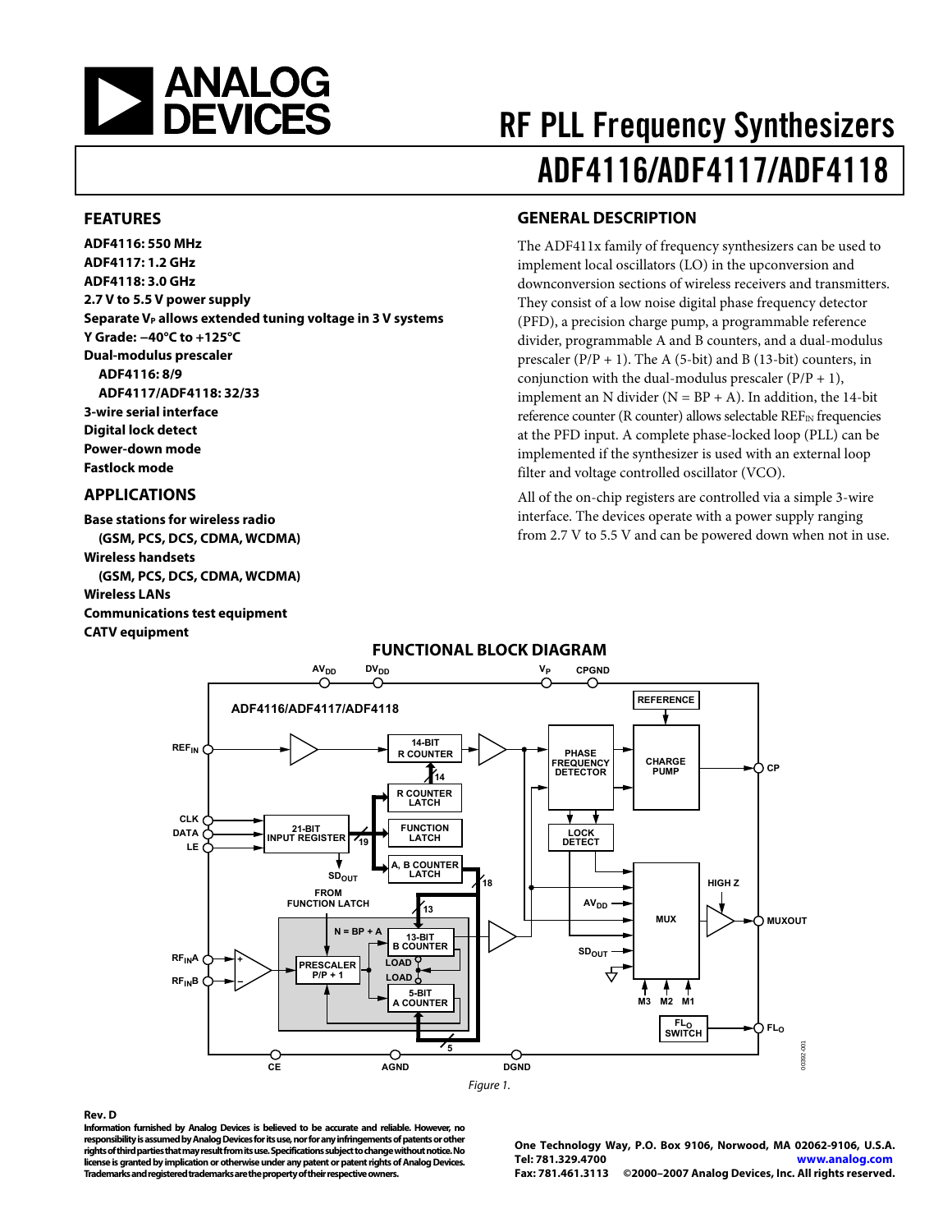# RF PLL Frequency Synthesizers

# ADF4116/ADF4117/ADF4118

## FEATURES

**ADF4116: 550 MHz**
**ADF4117: 1.2 GHz**
**ADF4118: 3.0 GHz**
**2.7 V to 5.5 V power supply**
**Separate $V_P$ allows extended tuning voltage in 3 V systems**
**Y Grade: −40°C to +125°C**
**Dual-modulus prescaler**
- **ADF4116: 8/9**
- **ADF4117/ADF4118: 32/33**

**3-wire serial interface**
**Digital lock detect**
**Power-down mode**
**Fastlock mode**

## APPLICATIONS

**Base stations for wireless radio**
- **(GSM, PCS, DCS, CDMA, WCDMA)**

**Wireless handsets**
- **(GSM, PCS, DCS, CDMA, WCDMA)**

**Wireless LANs**
**Communications test equipment**
**CATV equipment**

## GENERAL DESCRIPTION

The ADF411x family of frequency synthesizers can be used to implement local oscillators (LO) in the upconversion and downconversion sections of wireless receivers and transmitters. They consist of a low noise digital phase frequency detector (PFD), a precision charge pump, a programmable reference divider, programmable A and B counters, and a dual-modulus prescaler (P/P + 1). The A (5-bit) and B (13-bit) counters, in conjunction with the dual-modulus prescaler (P/P + 1), implement an N divider (N = BP + A). In addition, the 14-bit reference counter (R counter) allows selectable $REF_{IN}$ frequencies at the PFD input. A complete phase-locked loop (PLL) can be implemented if the synthesizer is used with an external loop filter and voltage controlled oscillator (VCO).

All of the on-chip registers are controlled via a simple 3-wire interface. The devices operate with a power supply ranging from 2.7 V to 5.5 V and can be powered down when not in use.

## FUNCTIONAL BLOCK DIAGRAM

Figure 1.

**Rev. D**

**Information furnished by Analog Devices is believed to be accurate and reliable. However, no responsibility is assumed by Analog Devices for its use, nor for any infringements of patents or other rights of third parties that may result from its use. Specifications subject to change without notice. No license is granted by implication or otherwise under any patent or patent rights of Analog Devices. Trademarks and registered trademarks are the property of their respective owners.**

One Technology Way, P.O. Box 9106, Norwood, MA 02062-9106, U.S.A.
Tel: 781.329.4700 www.analog.com
Fax: 781.461.3113 ©2000–2007 Analog Devices, Inc. All rights reserved.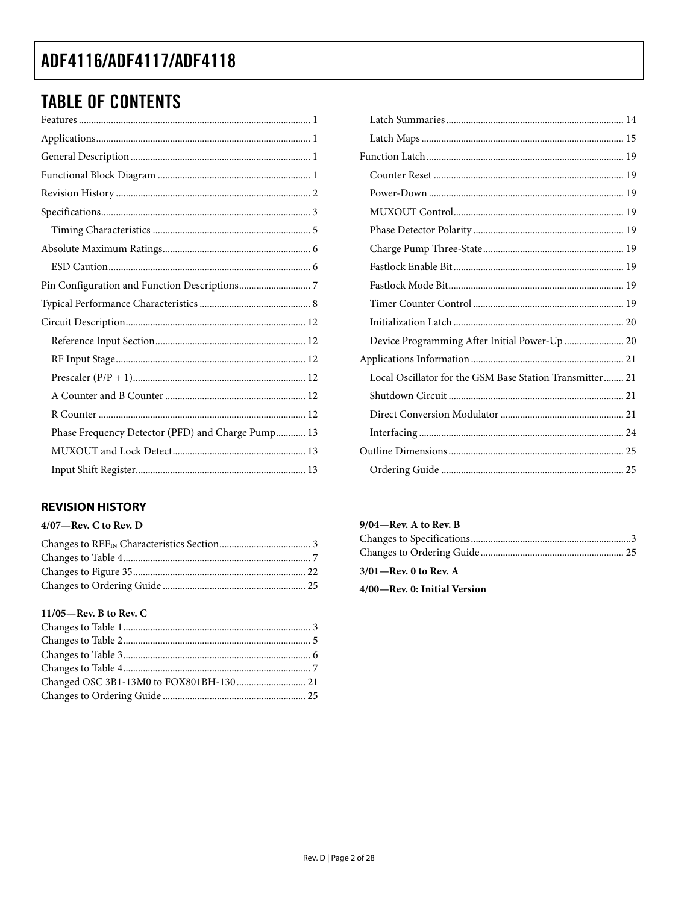## TABLE OF CONTENTS

Features ... 1
Applications ... 1
General Description ... 1
Functional Block Diagram ... 1
Revision History ... 2
Specifications ... 3
  Timing Characteristics ... 5
Absolute Maximum Ratings ... 6
  ESD Caution ... 6
Pin Configuration and Function Descriptions ... 7
Typical Performance Characteristics ... 8
Circuit Description ... 12
  Reference Input Section ... 12
  RF Input Stage ... 12
  Prescaler (P/P + 1) ... 12
  A Counter and B Counter ... 12
  R Counter ... 12
  Phase Frequency Detector (PFD) and Charge Pump ... 13
  MUXOUT and Lock Detect ... 13
  Input Shift Register ... 13
  Latch Summaries ... 14
  Latch Maps ... 15
Function Latch ... 19
  Counter Reset ... 19
  Power-Down ... 19
  MUXOUT Control ... 19
  Phase Detector Polarity ... 19
  Charge Pump Three-State ... 19
  Fastlock Enable Bit ... 19
  Fastlock Mode Bit ... 19
  Timer Counter Control ... 19
  Initialization Latch ... 20
  Device Programming After Initial Power-Up ... 20
Applications Information ... 21
  Local Oscillator for the GSM Base Station Transmitter ... 21
  Shutdown Circuit ... 21
  Direct Conversion Modulator ... 21
  Interfacing ... 24
Outline Dimensions ... 25
  Ordering Guide ... 25

### REVISION HISTORY

**4/07—Rev. C to Rev. D**

Changes to $REF_{IN}$ Characteristics Section ... 3
Changes to Table 4 ... 7
Changes to Figure 35 ... 22
Changes to Ordering Guide ... 25

**11/05—Rev. B to Rev. C**

Changes to Table 1 ... 3
Changes to Table 2 ... 5
Changes to Table 3 ... 6
Changes to Table 4 ... 7
Changed OSC 3B1-13M0 to FOX801BH-130 ... 21
Changes to Ordering Guide ... 25

**9/04—Rev. A to Rev. B**

Changes to Specifications ... 3
Changes to Ordering Guide ... 25

**3/01—Rev. 0 to Rev. A**

**4/00—Rev. 0: Initial Version**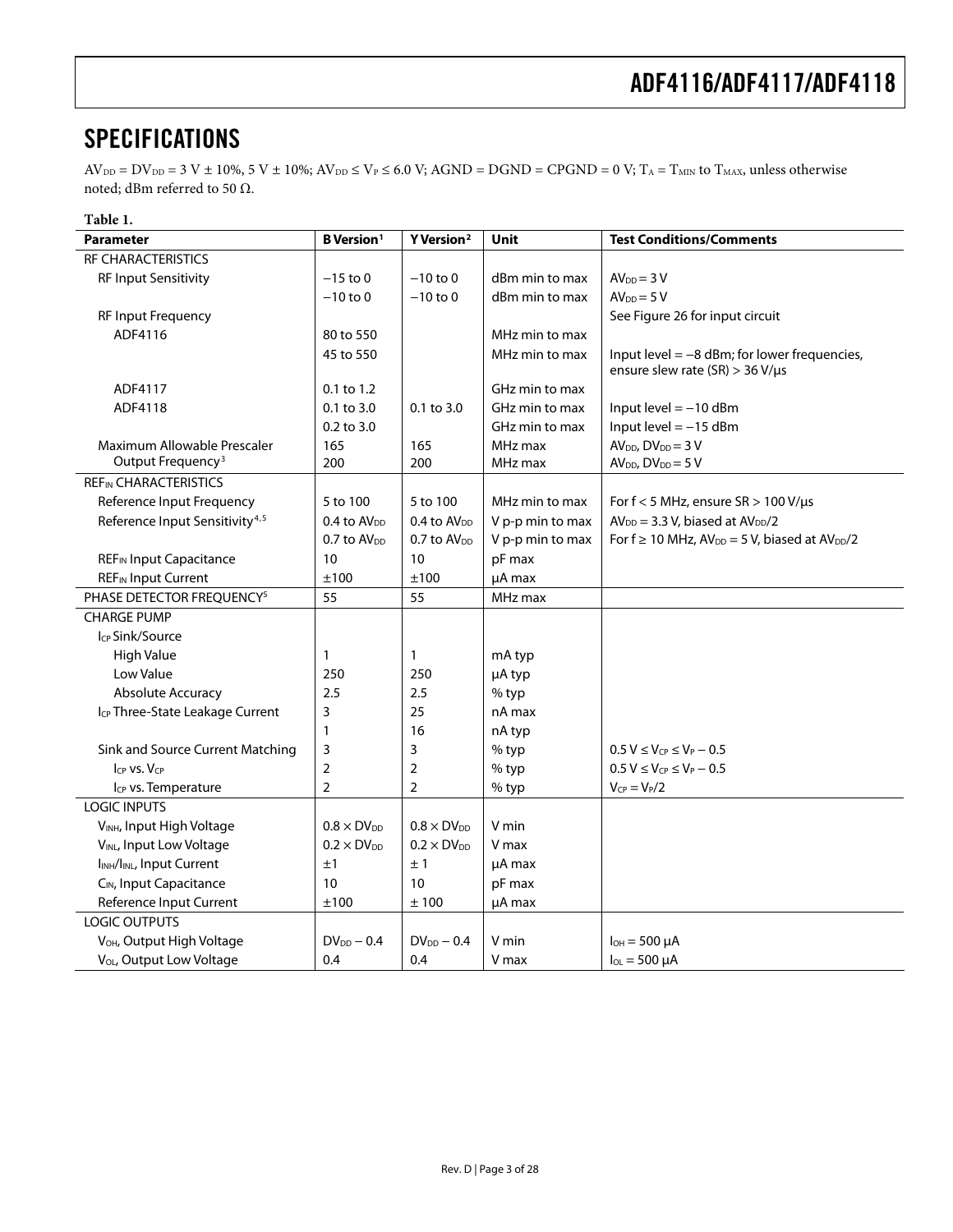## SPECIFICATIONS

$AV_{DD} = DV_{DD} = 3$ V ± 10%, 5 V ± 10%; $AV_{DD} \leq V_P \leq 6.0$ V; AGND = DGND = CPGND = 0 V; $T_A = T_{MIN}$ to $T_{MAX}$, unless otherwise noted; dBm referred to 50 Ω.

**Table 1.**

| Parameter | B Version[1] | Y Version[2] | Unit | Test Conditions/Comments |
|---|---|---|---|---|
| RF CHARACTERISTICS | | | | |
| RF Input Sensitivity | −15 to 0 | −10 to 0 | dBm min to max | $AV_{DD} = 3$ V |
| | −10 to 0 | −10 to 0 | dBm min to max | $AV_{DD} = 5$ V |
| RF Input Frequency | | | | See Figure 26 for input circuit |
| ADF4116 | 80 to 550 | | MHz min to max | |
| | 45 to 550 | | MHz min to max | Input level = −8 dBm; for lower frequencies, ensure slew rate (SR) > 36 V/μs |
| ADF4117 | 0.1 to 1.2 | | GHz min to max | |
| ADF4118 | 0.1 to 3.0 | 0.1 to 3.0 | GHz min to max | Input level = −10 dBm |
| | 0.2 to 3.0 | | GHz min to max | Input level = −15 dBm |
| Maximum Allowable Prescaler Output Frequency[3] | 165 | 165 | MHz max | $AV_{DD}$, $DV_{DD} = 3$ V |
| | 200 | 200 | MHz max | $AV_{DD}$, $DV_{DD} = 5$ V |
| $REF_{IN}$ CHARACTERISTICS | | | | |
| Reference Input Frequency | 5 to 100 | 5 to 100 | MHz min to max | For f < 5 MHz, ensure SR > 100 V/μs |
| Reference Input Sensitivity[4,5] | 0.4 to $AV_{DD}$ | 0.4 to $AV_{DD}$ | V p-p min to max | $AV_{DD} = 3.3$ V, biased at $AV_{DD}/2$ |
| | 0.7 to $AV_{DD}$ | 0.7 to $AV_{DD}$ | V p-p min to max | For f ≥ 10 MHz, $AV_{DD} = 5$ V, biased at $AV_{DD}/2$ |
| $REF_{IN}$ Input Capacitance | 10 | 10 | pF max | |
| $REF_{IN}$ Input Current | ±100 | ±100 | μA max | |
| PHASE DETECTOR FREQUENCY[5] | 55 | 55 | MHz max | |
| CHARGE PUMP | | | | |
| $I_{CP}$ Sink/Source | | | | |
| High Value | 1 | 1 | mA typ | |
| Low Value | 250 | 250 | μA typ | |
| Absolute Accuracy | 2.5 | 2.5 | % typ | |
| $I_{CP}$ Three-State Leakage Current | 3 | 25 | nA max | |
| | 1 | 16 | nA typ | |
| Sink and Source Current Matching | 3 | 3 | % typ | $0.5 \text{ V} \leq V_{CP} \leq V_P - 0.5$ |
| $I_{CP}$ vs. $V_{CP}$ | 2 | 2 | % typ | $0.5 \text{ V} \leq V_{CP} \leq V_P - 0.5$ |
| $I_{CP}$ vs. Temperature | 2 | 2 | % typ | $V_{CP} = V_P/2$ |
| LOGIC INPUTS | | | | |
| $V_{INH}$, Input High Voltage | $0.8 \times DV_{DD}$ | $0.8 \times DV_{DD}$ | V min | |
| $V_{INL}$, Input Low Voltage | $0.2 \times DV_{DD}$ | $0.2 \times DV_{DD}$ | V max | |
| $I_{INH}/I_{INL}$, Input Current | ±1 | ± 1 | μA max | |
| $C_{IN}$, Input Capacitance | 10 | 10 | pF max | |
| Reference Input Current | ±100 | ± 100 | μA max | |
| LOGIC OUTPUTS | | | | |
| $V_{OH}$, Output High Voltage | $DV_{DD} - 0.4$ | $DV_{DD} - 0.4$ | V min | $I_{OH} = 500$ μA |
| $V_{OL}$, Output Low Voltage | 0.4 | 0.4 | V max | $I_{OL} = 500$ μA |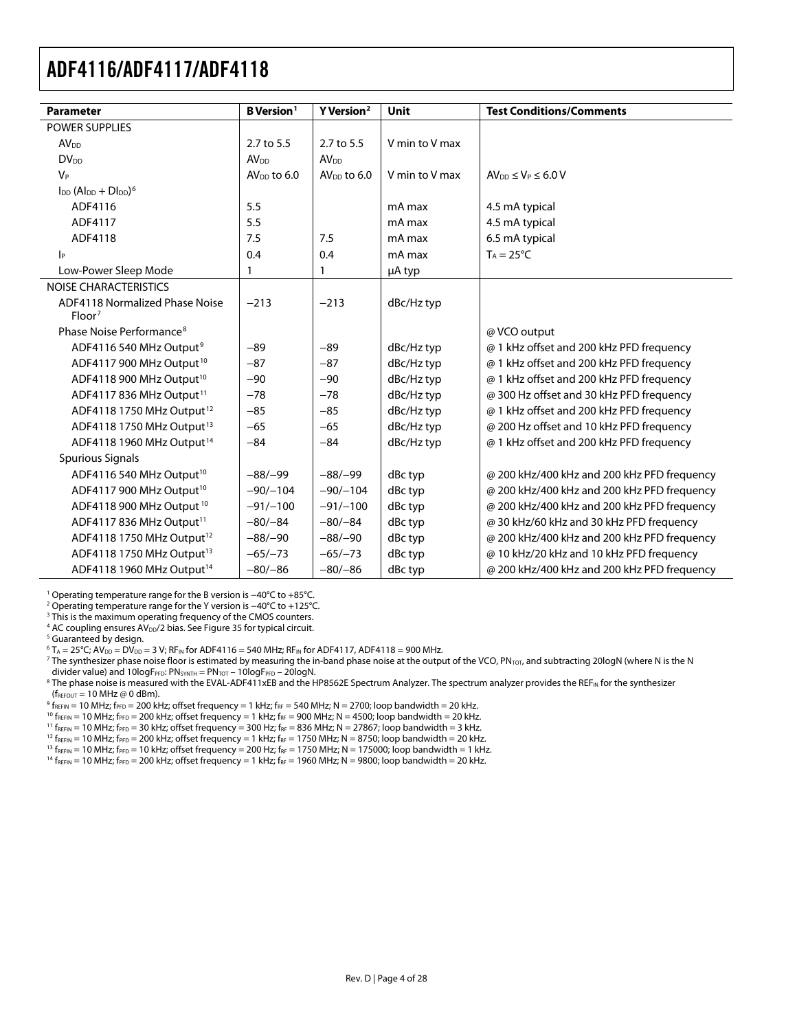| Parameter | B Version[1] | Y Version[2] | Unit | Test Conditions/Comments |
|---|---|---|---|---|
| POWER SUPPLIES | | | | |
| $AV_{DD}$ | 2.7 to 5.5 | 2.7 to 5.5 | V min to V max | |
| $DV_{DD}$ | $AV_{DD}$ | $AV_{DD}$ | | |
| $V_P$ | $AV_{DD}$ to 6.0 | $AV_{DD}$ to 6.0 | V min to V max | $AV_{DD} \leq V_P \leq 6.0$ V |
| $I_{DD}$ ($AI_{DD} + DI_{DD}$)[6] | | | | |
| ADF4116 | 5.5 | | mA max | 4.5 mA typical |
| ADF4117 | 5.5 | | mA max | 4.5 mA typical |
| ADF4118 | 7.5 | 7.5 | mA max | 6.5 mA typical |
| $I_P$ | 0.4 | 0.4 | mA max | $T_A = 25°C$ |
| Low-Power Sleep Mode | 1 | 1 | μA typ | |
| NOISE CHARACTERISTICS | | | | |
| ADF4118 Normalized Phase Noise Floor[7] | −213 | −213 | dBc/Hz typ | |
| Phase Noise Performance[8] | | | | @ VCO output |
| ADF4116 540 MHz Output[9] | −89 | −89 | dBc/Hz typ | @ 1 kHz offset and 200 kHz PFD frequency |
| ADF4117 900 MHz Output[10] | −87 | −87 | dBc/Hz typ | @ 1 kHz offset and 200 kHz PFD frequency |
| ADF4118 900 MHz Output[10] | −90 | −90 | dBc/Hz typ | @ 1 kHz offset and 200 kHz PFD frequency |
| ADF4117 836 MHz Output[11] | −78 | −78 | dBc/Hz typ | @ 300 Hz offset and 30 kHz PFD frequency |
| ADF4118 1750 MHz Output[12] | −85 | −85 | dBc/Hz typ | @ 1 kHz offset and 200 kHz PFD frequency |
| ADF4118 1750 MHz Output[13] | −65 | −65 | dBc/Hz typ | @ 200 Hz offset and 10 kHz PFD frequency |
| ADF4118 1960 MHz Output[14] | −84 | −84 | dBc/Hz typ | @ 1 kHz offset and 200 kHz PFD frequency |
| Spurious Signals | | | | |
| ADF4116 540 MHz Output[10] | −88/−99 | −88/−99 | dBc typ | @ 200 kHz/400 kHz and 200 kHz PFD frequency |
| ADF4117 900 MHz Output[10] | −90/−104 | −90/−104 | dBc typ | @ 200 kHz/400 kHz and 200 kHz PFD frequency |
| ADF4118 900 MHz Output[10] | −91/−100 | −91/−100 | dBc typ | @ 200 kHz/400 kHz and 200 kHz PFD frequency |
| ADF4117 836 MHz Output[11] | −80/−84 | −80/−84 | dBc typ | @ 30 kHz/60 kHz and 30 kHz PFD frequency |
| ADF4118 1750 MHz Output[12] | −88/−90 | −88/−90 | dBc typ | @ 200 kHz/400 kHz and 200 kHz PFD frequency |
| ADF4118 1750 MHz Output[13] | −65/−73 | −65/−73 | dBc typ | @ 10 kHz/20 kHz and 10 kHz PFD frequency |
| ADF4118 1960 MHz Output[14] | −80/−86 | −80/−86 | dBc typ | @ 200 kHz/400 kHz and 200 kHz PFD frequency |

[1] Operating temperature range for the B version is −40°C to +85°C.
[2] Operating temperature range for the Y version is −40°C to +125°C.
[3] This is the maximum operating frequency of the CMOS counters.
[4] AC coupling ensures $AV_{DD}/2$ bias. See Figure 35 for typical circuit.
[5] Guaranteed by design.
[6] $T_A = 25°C$; $AV_{DD} = DV_{DD} = 3$ V; $RF_{IN}$ for ADF4116 = 540 MHz; $RF_{IN}$ for ADF4117, ADF4118 = 900 MHz.
[7] The synthesizer phase noise floor is estimated by measuring the in-band phase noise at the output of the VCO, $PN_{TOT}$, and subtracting 20logN (where N is the N divider value) and $10\log F_{PFD}$: $PN_{SYNTH} = PN_{TOT} - 10\log F_{PFD} - 20\log N$.
[8] The phase noise is measured with the EVAL-ADF411xEB and the HP8562E Spectrum Analyzer. The spectrum analyzer provides the $REF_{IN}$ for the synthesizer ($f_{REFOUT}$ = 10 MHz @ 0 dBm).
[9] $f_{REFIN}$ = 10 MHz; $f_{PFD}$ = 200 kHz; offset frequency = 1 kHz; $f_{RF}$ = 540 MHz; N = 2700; loop bandwidth = 20 kHz.
[10] $f_{REFIN}$ = 10 MHz; $f_{PFD}$ = 200 kHz; offset frequency = 1 kHz; $f_{RF}$ = 900 MHz; N = 4500; loop bandwidth = 20 kHz.
[11] $f_{REFIN}$ = 10 MHz; $f_{PFD}$ = 30 kHz; offset frequency = 300 Hz; $f_{RF}$ = 836 MHz; N = 27867; loop bandwidth = 3 kHz.
[12] $f_{REFIN}$ = 10 MHz; $f_{PFD}$ = 200 kHz; offset frequency = 1 kHz; $f_{RF}$ = 1750 MHz; N = 8750; loop bandwidth = 20 kHz.
[13] $f_{REFIN}$ = 10 MHz; $f_{PFD}$ = 10 kHz; offset frequency = 200 Hz; $f_{RF}$ = 1750 MHz; N = 175000; loop bandwidth = 1 kHz.
[14] $f_{REFIN}$ = 10 MHz; $f_{PFD}$ = 200 kHz; offset frequency = 1 kHz; $f_{RF}$ = 1960 MHz; N = 9800; loop bandwidth = 20 kHz.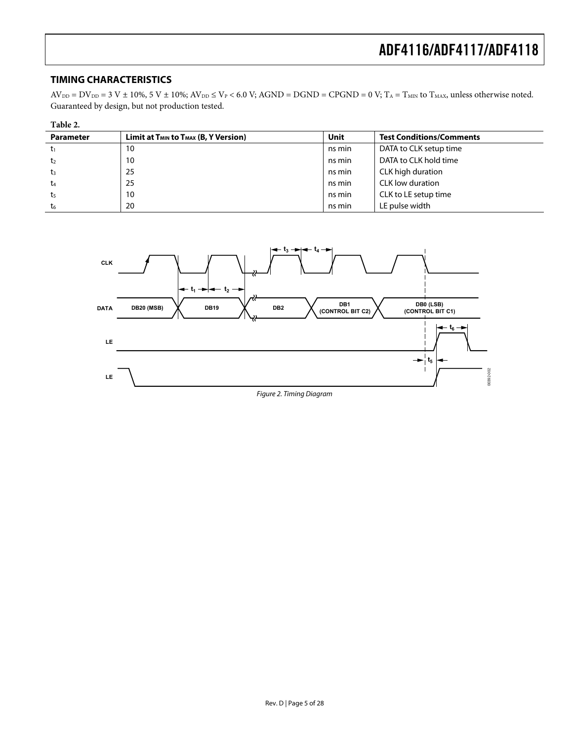## TIMING CHARACTERISTICS

$AV_{DD} = DV_{DD} = 3\text{ V} \pm 10\%, 5\text{ V} \pm 10\%$; $AV_{DD} \leq V_P < 6.0\text{ V}$; AGND = DGND = CPGND = 0 V; $T_A = T_{MIN}$ to $T_{MAX}$, unless otherwise noted. Guaranteed by design, but not production tested.

**Table 2.**

| Parameter | Limit at $T_{MIN}$ to $T_{MAX}$ (B, Y Version) | Unit | Test Conditions/Comments |
|---|---|---|---|
| $t_1$ | 10 | ns min | DATA to CLK setup time |
| $t_2$ | 10 | ns min | DATA to CLK hold time |
| $t_3$ | 25 | ns min | CLK high duration |
| $t_4$ | 25 | ns min | CLK low duration |
| $t_5$ | 10 | ns min | CLK to LE setup time |
| $t_6$ | 20 | ns min | LE pulse width |

*Figure 2. Timing Diagram*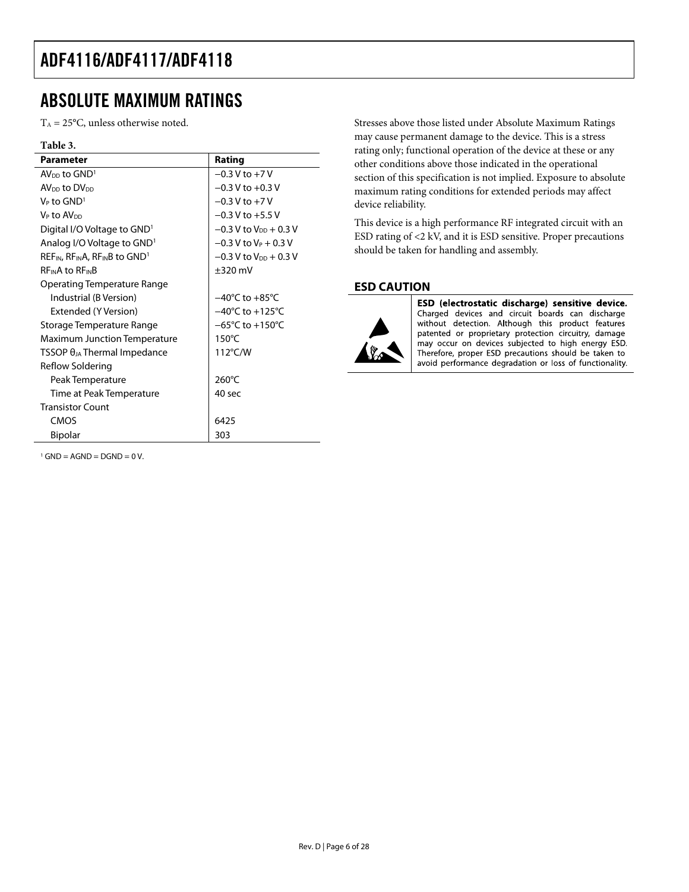# ABSOLUTE MAXIMUM RATINGS

$T_A$ = 25°C, unless otherwise noted.

**Table 3.**

| Parameter | Rating |
|---|---|
| $AV_{DD}$ to GND[1] | −0.3 V to +7 V |
| $AV_{DD}$ to $DV_{DD}$ | −0.3 V to +0.3 V |
| $V_P$ to GND[1] | −0.3 V to +7 V |
| $V_P$ to $AV_{DD}$ | −0.3 V to +5.5 V |
| Digital I/O Voltage to GND[1] | −0.3 V to $V_{DD}$ + 0.3 V |
| Analog I/O Voltage to GND[1] | −0.3 V to $V_P$ + 0.3 V |
| $REF_{IN}$, $RF_{IN}A$, $RF_{IN}B$ to GND[1] | −0.3 V to $V_{DD}$ + 0.3 V |
| $RF_{IN}A$ to $RF_{IN}B$ | ±320 mV |
| Operating Temperature Range | |
| Industrial (B Version) | −40°C to +85°C |
| Extended (Y Version) | −40°C to +125°C |
| Storage Temperature Range | −65°C to +150°C |
| Maximum Junction Temperature | 150°C |
| TSSOP $\theta_{JA}$ Thermal Impedance | 112°C/W |
| Reflow Soldering | |
| Peak Temperature | 260°C |
| Time at Peak Temperature | 40 sec |
| Transistor Count | |
| CMOS | 6425 |
| Bipolar | 303 |

[1] GND = AGND = DGND = 0 V.

Stresses above those listed under Absolute Maximum Ratings may cause permanent damage to the device. This is a stress rating only; functional operation of the device at these or any other conditions above those indicated in the operational section of this specification is not implied. Exposure to absolute maximum rating conditions for extended periods may affect device reliability.

This device is a high performance RF integrated circuit with an ESD rating of <2 kV, and it is ESD sensitive. Proper precautions should be taken for handling and assembly.

## ESD CAUTION

**ESD (electrostatic discharge) sensitive device.** Charged devices and circuit boards can discharge without detection. Although this product features patented or proprietary protection circuitry, damage may occur on devices subjected to high energy ESD. Therefore, proper ESD precautions should be taken to avoid performance degradation or loss of functionality.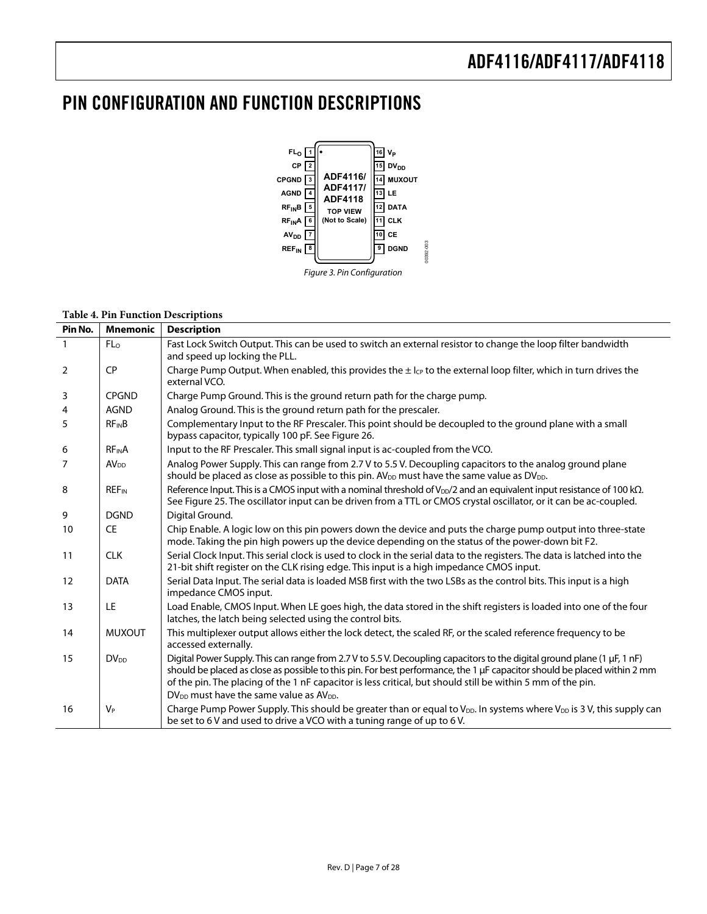# PIN CONFIGURATION AND FUNCTION DESCRIPTIONS

Figure 3. Pin Configuration

**Table 4. Pin Function Descriptions**

| Pin No. | Mnemonic | Description |
|---|---|---|
| 1 | $FL_O$ | Fast Lock Switch Output. This can be used to switch an external resistor to change the loop filter bandwidth and speed up locking the PLL. |
| 2 | CP | Charge Pump Output. When enabled, this provides the ± $I_{CP}$ to the external loop filter, which in turn drives the external VCO. |
| 3 | CPGND | Charge Pump Ground. This is the ground return path for the charge pump. |
| 4 | AGND | Analog Ground. This is the ground return path for the prescaler. |
| 5 | $RF_{IN}B$ | Complementary Input to the RF Prescaler. This point should be decoupled to the ground plane with a small bypass capacitor, typically 100 pF. See Figure 26. |
| 6 | $RF_{IN}A$ | Input to the RF Prescaler. This small signal input is ac-coupled from the VCO. |
| 7 | $AV_{DD}$ | Analog Power Supply. This can range from 2.7 V to 5.5 V. Decoupling capacitors to the analog ground plane should be placed as close as possible to this pin. $AV_{DD}$ must have the same value as $DV_{DD}$. |
| 8 | $REF_{IN}$ | Reference Input. This is a CMOS input with a nominal threshold of $V_{DD}/2$ and an equivalent input resistance of 100 kΩ. See Figure 25. The oscillator input can be driven from a TTL or CMOS crystal oscillator, or it can be ac-coupled. |
| 9 | DGND | Digital Ground. |
| 10 | CE | Chip Enable. A logic low on this pin powers down the device and puts the charge pump output into three-state mode. Taking the pin high powers up the device depending on the status of the power-down bit F2. |
| 11 | CLK | Serial Clock Input. This serial clock is used to clock in the serial data to the registers. The data is latched into the 21-bit shift register on the CLK rising edge. This input is a high impedance CMOS input. |
| 12 | DATA | Serial Data Input. The serial data is loaded MSB first with the two LSBs as the control bits. This input is a high impedance CMOS input. |
| 13 | LE | Load Enable, CMOS Input. When LE goes high, the data stored in the shift registers is loaded into one of the four latches, the latch being selected using the control bits. |
| 14 | MUXOUT | This multiplexer output allows either the lock detect, the scaled RF, or the scaled reference frequency to be accessed externally. |
| 15 | $DV_{DD}$ | Digital Power Supply. This can range from 2.7 V to 5.5 V. Decoupling capacitors to the digital ground plane (1 µF, 1 nF) should be placed as close as possible to this pin. For best performance, the 1 µF capacitor should be placed within 2 mm of the pin. The placing of the 1 nF capacitor is less critical, but should still be within 5 mm of the pin. $DV_{DD}$ must have the same value as $AV_{DD}$. |
| 16 | $V_P$ | Charge Pump Power Supply. This should be greater than or equal to $V_{DD}$. In systems where $V_{DD}$ is 3 V, this supply can be set to 6 V and used to drive a VCO with a tuning range of up to 6 V. |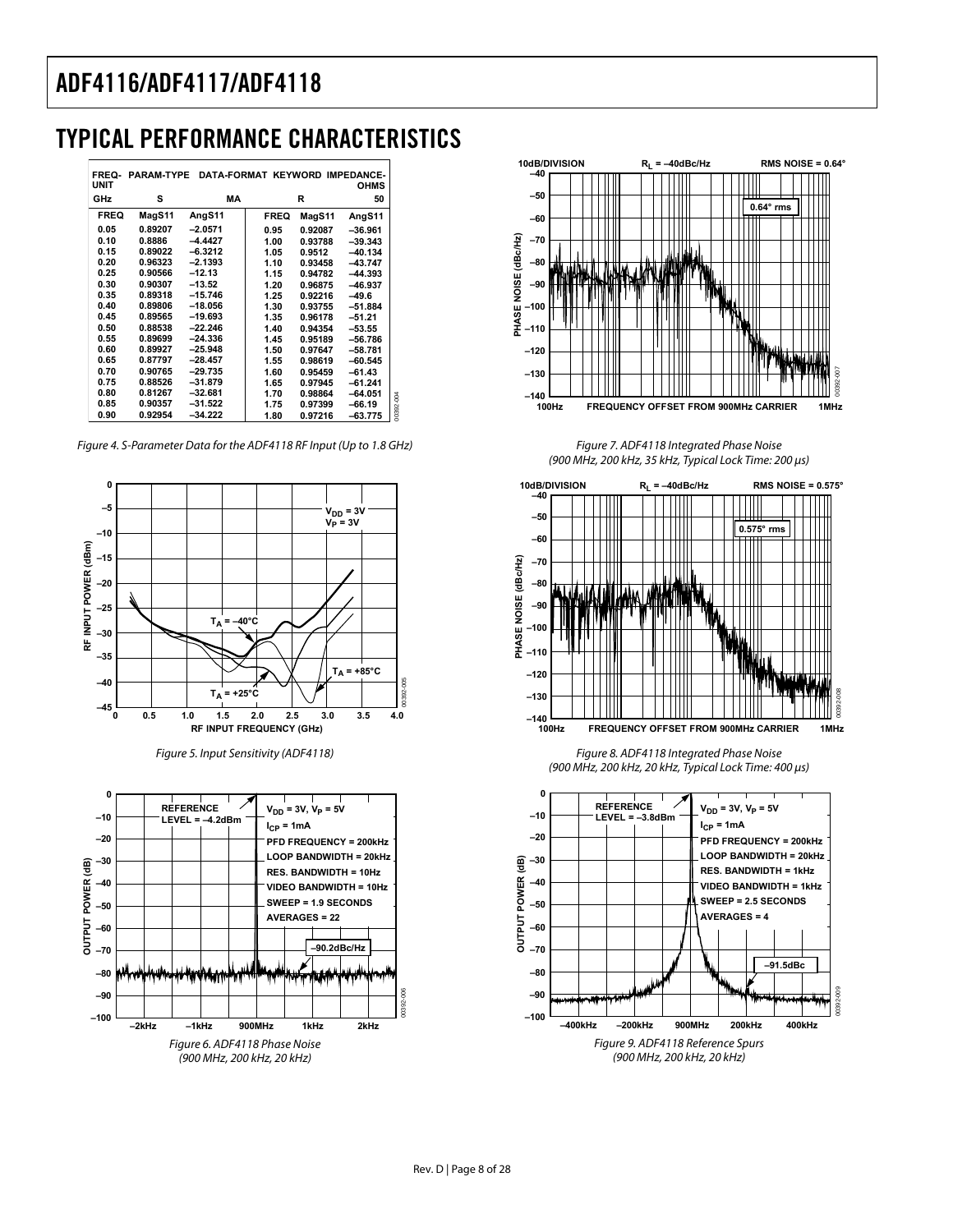# TYPICAL PERFORMANCE CHARACTERISTICS

| FREQ-UNIT | PARAM-TYPE | DATA-FORMAT | KEYWORD | IMPEDANCE-OHMS | |
|---|---|---|---|---|---|
| GHz | S | MA | | R | 50 |
| FREQ | MagS11 | AngS11 | FREQ | MagS11 | AngS11 |
| 0.05 | 0.89207 | –2.0571 | 0.95 | 0.92087 | –36.961 |
| 0.10 | 0.8886 | –4.4427 | 1.00 | 0.93788 | –39.343 |
| 0.15 | 0.89022 | –6.3212 | 1.05 | 0.9512 | –40.134 |
| 0.20 | 0.96323 | –2.1393 | 1.10 | 0.93458 | –43.747 |
| 0.25 | 0.90566 | –12.13 | 1.15 | 0.94782 | –44.393 |
| 0.30 | 0.90307 | –13.52 | 1.20 | 0.96875 | –46.937 |
| 0.35 | 0.89318 | –15.746 | 1.25 | 0.92216 | –49.6 |
| 0.40 | 0.89806 | –18.056 | 1.30 | 0.93755 | –51.884 |
| 0.45 | 0.89565 | –19.693 | 1.35 | 0.96178 | –51.21 |
| 0.50 | 0.88538 | –22.246 | 1.40 | 0.94354 | –53.55 |
| 0.55 | 0.89699 | –24.336 | 1.45 | 0.95189 | –56.786 |
| 0.60 | 0.89927 | –25.948 | 1.50 | 0.97647 | –58.781 |
| 0.65 | 0.87797 | –28.457 | 1.55 | 0.98619 | –60.545 |
| 0.70 | 0.90765 | –29.735 | 1.60 | 0.95459 | –61.43 |
| 0.75 | 0.88526 | –31.879 | 1.65 | 0.97945 | –61.241 |
| 0.80 | 0.81267 | –32.681 | 1.70 | 0.98864 | –64.051 |
| 0.85 | 0.90357 | –31.522 | 1.75 | 0.97399 | –66.19 |
| 0.90 | 0.92954 | –34.222 | 1.80 | 0.97216 | –63.775 |

*Figure 4. S-Parameter Data for the ADF4118 RF Input (Up to 1.8 GHz)*

*Figure 5. Input Sensitivity (ADF4118)*

*Figure 6. ADF4118 Phase Noise (900 MHz, 200 kHz, 20 kHz)*

*Figure 7. ADF4118 Integrated Phase Noise (900 MHz, 200 kHz, 35 kHz, Typical Lock Time: 200 µs)*

*Figure 8. ADF4118 Integrated Phase Noise (900 MHz, 200 kHz, 20 kHz, Typical Lock Time: 400 µs)*

*Figure 9. ADF4118 Reference Spurs (900 MHz, 200 kHz, 20 kHz)*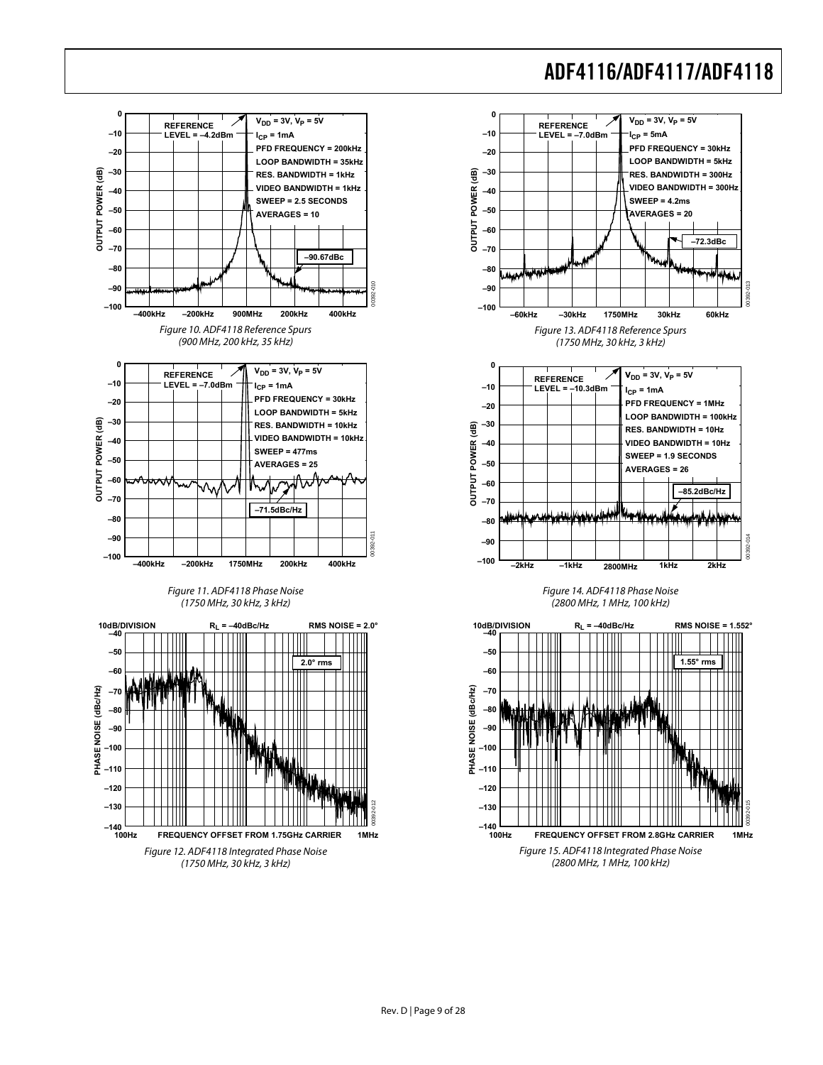Figure 10. ADF4118 Reference Spurs (900 MHz, 200 kHz, 35 kHz)

Figure 11. ADF4118 Phase Noise (1750 MHz, 30 kHz, 3 kHz)

Figure 12. ADF4118 Integrated Phase Noise (1750 MHz, 30 kHz, 3 kHz)

Figure 13. ADF4118 Reference Spurs (1750 MHz, 30 kHz, 3 kHz)

Figure 14. ADF4118 Phase Noise (2800 MHz, 1 MHz, 100 kHz)

Figure 15. ADF4118 Integrated Phase Noise (2800 MHz, 1 MHz, 100 kHz)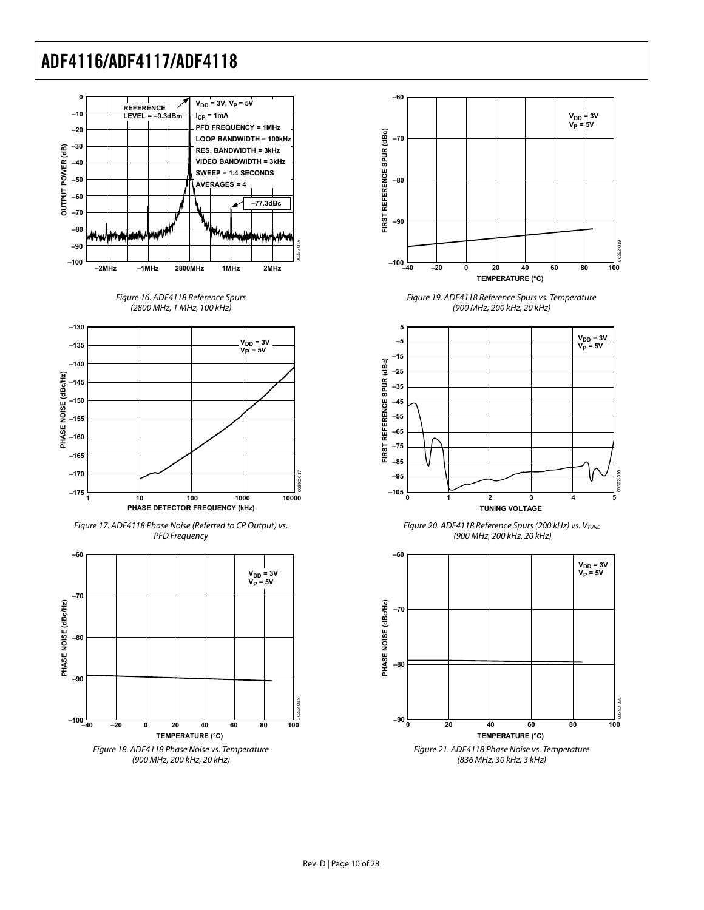Figure 16. ADF4118 Reference Spurs (2800 MHz, 1 MHz, 100 kHz)

Figure 17. ADF4118 Phase Noise (Referred to CP Output) vs. PFD Frequency

Figure 18. ADF4118 Phase Noise vs. Temperature (900 MHz, 200 kHz, 20 kHz)

Figure 19. ADF4118 Reference Spurs vs. Temperature (900 MHz, 200 kHz, 20 kHz)

Figure 20. ADF4118 Reference Spurs (200 kHz) vs. $V_{TUNE}$ (900 MHz, 200 kHz, 20 kHz)

Figure 21. ADF4118 Phase Noise vs. Temperature (836 MHz, 30 kHz, 3 kHz)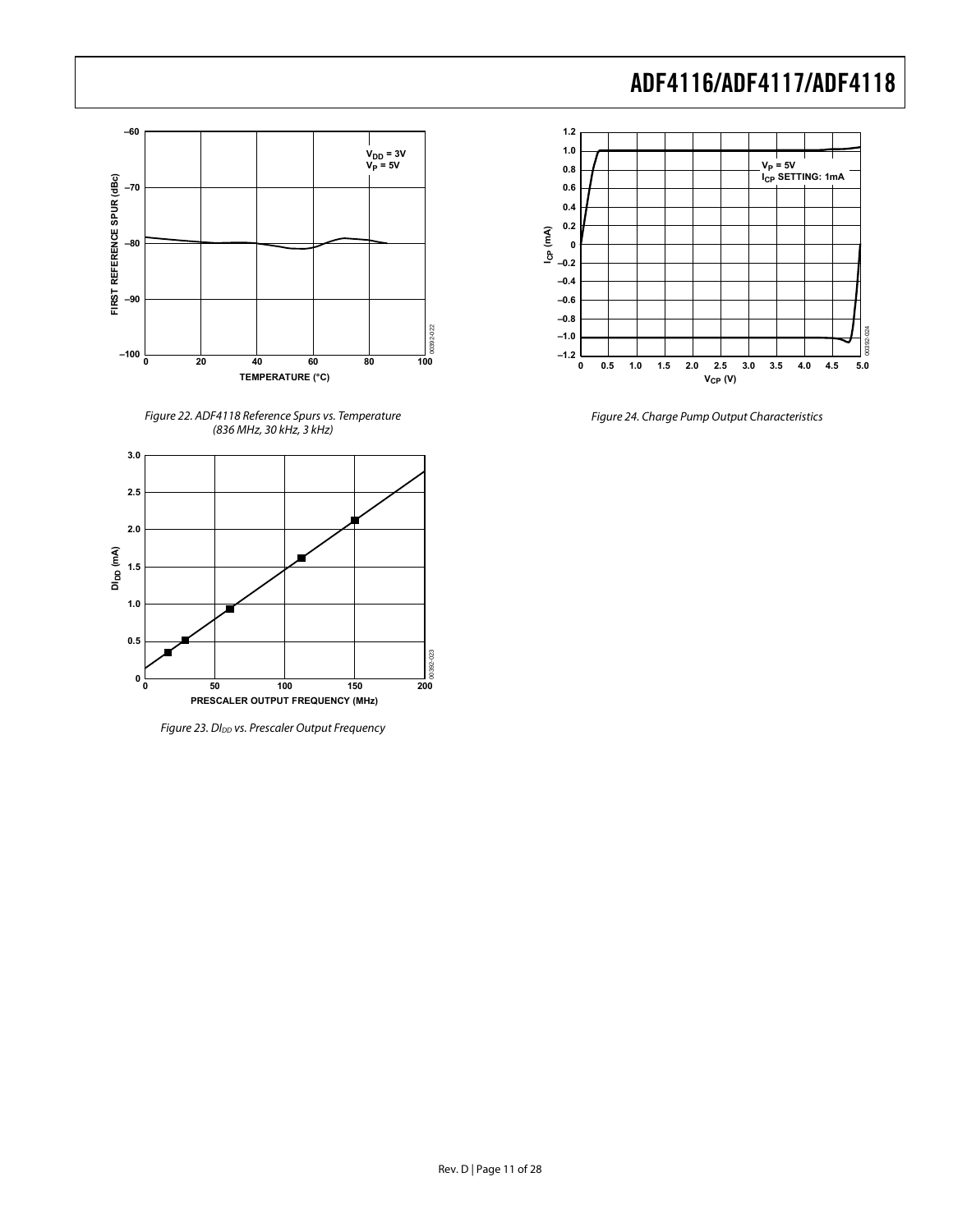Figure 22. ADF4118 Reference Spurs vs. Temperature (836 MHz, 30 kHz, 3 kHz)

Figure 23. $DI_{DD}$ vs. Prescaler Output Frequency

Figure 24. Charge Pump Output Characteristics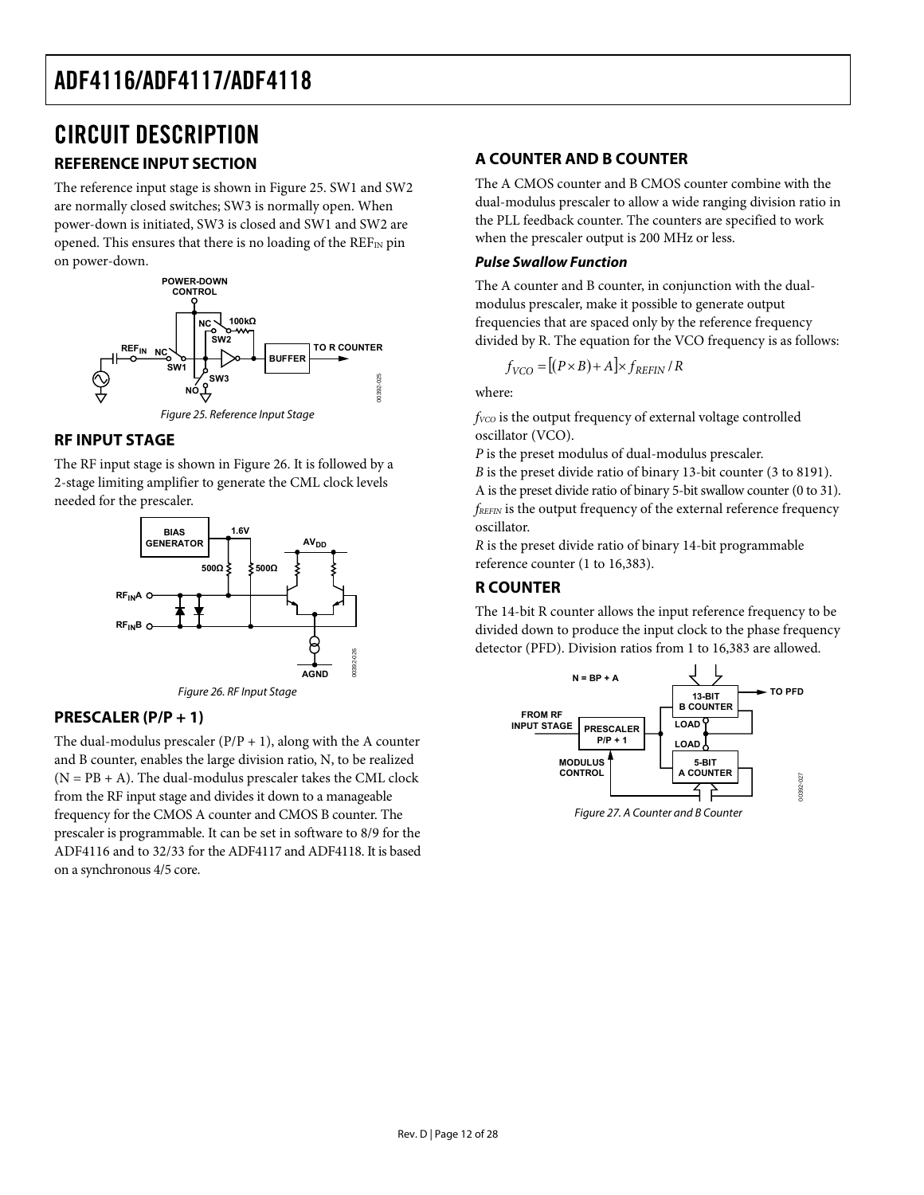# CIRCUIT DESCRIPTION

## REFERENCE INPUT SECTION

The reference input stage is shown in Figure 25. SW1 and SW2 are normally closed switches; SW3 is normally open. When power-down is initiated, SW3 is closed and SW1 and SW2 are opened. This ensures that there is no loading of the $REF_{IN}$ pin on power-down.

Figure 25. Reference Input Stage

## RF INPUT STAGE

The RF input stage is shown in Figure 26. It is followed by a 2-stage limiting amplifier to generate the CML clock levels needed for the prescaler.

Figure 26. RF Input Stage

## PRESCALER (P/P + 1)

The dual-modulus prescaler (P/P + 1), along with the A counter and B counter, enables the large division ratio, N, to be realized (N = PB + A). The dual-modulus prescaler takes the CML clock from the RF input stage and divides it down to a manageable frequency for the CMOS A counter and CMOS B counter. The prescaler is programmable. It can be set in software to 8/9 for the ADF4116 and to 32/33 for the ADF4117 and ADF4118. It is based on a synchronous 4/5 core.

## A COUNTER AND B COUNTER

The A CMOS counter and B CMOS counter combine with the dual-modulus prescaler to allow a wide ranging division ratio in the PLL feedback counter. The counters are specified to work when the prescaler output is 200 MHz or less.

### *Pulse Swallow Function*

The A counter and B counter, in conjunction with the dual-modulus prescaler, make it possible to generate output frequencies that are spaced only by the reference frequency divided by R. The equation for the VCO frequency is as follows:

$$f_{VCO} = [(P \times B) + A] \times f_{REFIN} / R$$

where:

$f_{VCO}$ is the output frequency of external voltage controlled oscillator (VCO).

$P$ is the preset modulus of dual-modulus prescaler.

$B$ is the preset divide ratio of binary 13-bit counter (3 to 8191).

$A$ is the preset divide ratio of binary 5-bit swallow counter (0 to 31).

$f_{REFIN}$ is the output frequency of the external reference frequency oscillator.

$R$ is the preset divide ratio of binary 14-bit programmable reference counter (1 to 16,383).

## R COUNTER

The 14-bit R counter allows the input reference frequency to be divided down to produce the input clock to the phase frequency detector (PFD). Division ratios from 1 to 16,383 are allowed.

Figure 27. A Counter and B Counter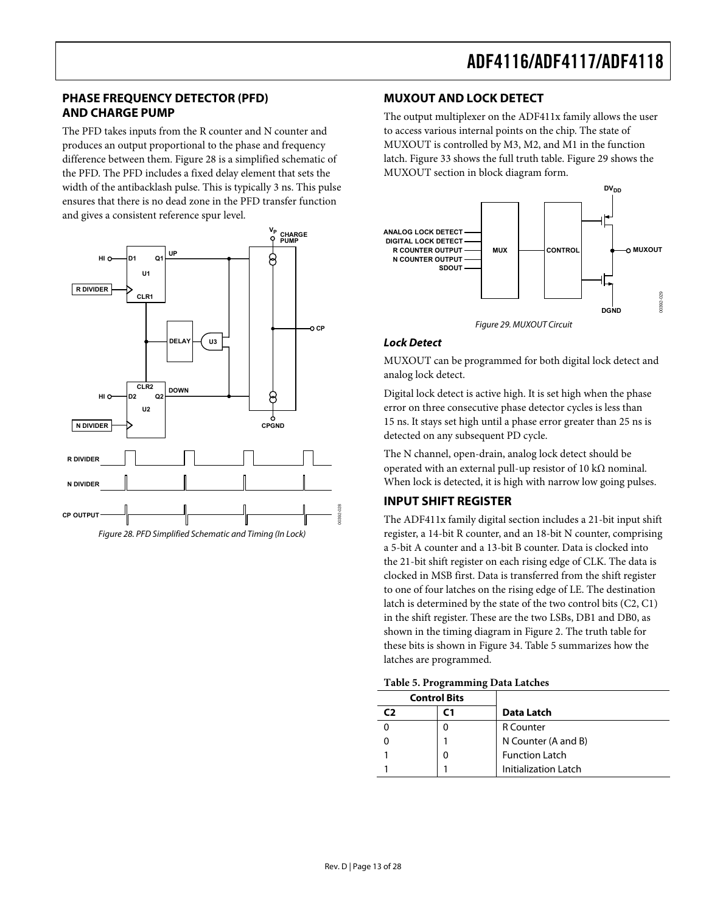## PHASE FREQUENCY DETECTOR (PFD) AND CHARGE PUMP

The PFD takes inputs from the R counter and N counter and produces an output proportional to the phase and frequency difference between them. Figure 28 is a simplified schematic of the PFD. The PFD includes a fixed delay element that sets the width of the antibacklash pulse. This is typically 3 ns. This pulse ensures that there is no dead zone in the PFD transfer function and gives a consistent reference spur level.

*Figure 28. PFD Simplified Schematic and Timing (In Lock)*

## MUXOUT AND LOCK DETECT

The output multiplexer on the ADF411x family allows the user to access various internal points on the chip. The state of MUXOUT is controlled by M3, M2, and M1 in the function latch. Figure 33 shows the full truth table. Figure 29 shows the MUXOUT section in block diagram form.

*Figure 29. MUXOUT Circuit*

### *Lock Detect*

MUXOUT can be programmed for both digital lock detect and analog lock detect.

Digital lock detect is active high. It is set high when the phase error on three consecutive phase detector cycles is less than 15 ns. It stays set high until a phase error greater than 25 ns is detected on any subsequent PD cycle.

The N channel, open-drain, analog lock detect should be operated with an external pull-up resistor of 10 kΩ nominal. When lock is detected, it is high with narrow low going pulses.

## INPUT SHIFT REGISTER

The ADF411x family digital section includes a 21-bit input shift register, a 14-bit R counter, and an 18-bit N counter, comprising a 5-bit A counter and a 13-bit B counter. Data is clocked into the 21-bit shift register on each rising edge of CLK. The data is clocked in MSB first. Data is transferred from the shift register to one of four latches on the rising edge of LE. The destination latch is determined by the state of the two control bits (C2, C1) in the shift register. These are the two LSBs, DB1 and DB0, as shown in the timing diagram in Figure 2. The truth table for these bits is shown in Figure 34. Table 5 summarizes how the latches are programmed.

**Table 5. Programming Data Latches**

| Control Bits | | |
|---|---|---|
| **C2** | **C1** | **Data Latch** |
| 0 | 0 | R Counter |
| 0 | 1 | N Counter (A and B) |
| 1 | 0 | Function Latch |
| 1 | 1 | Initialization Latch |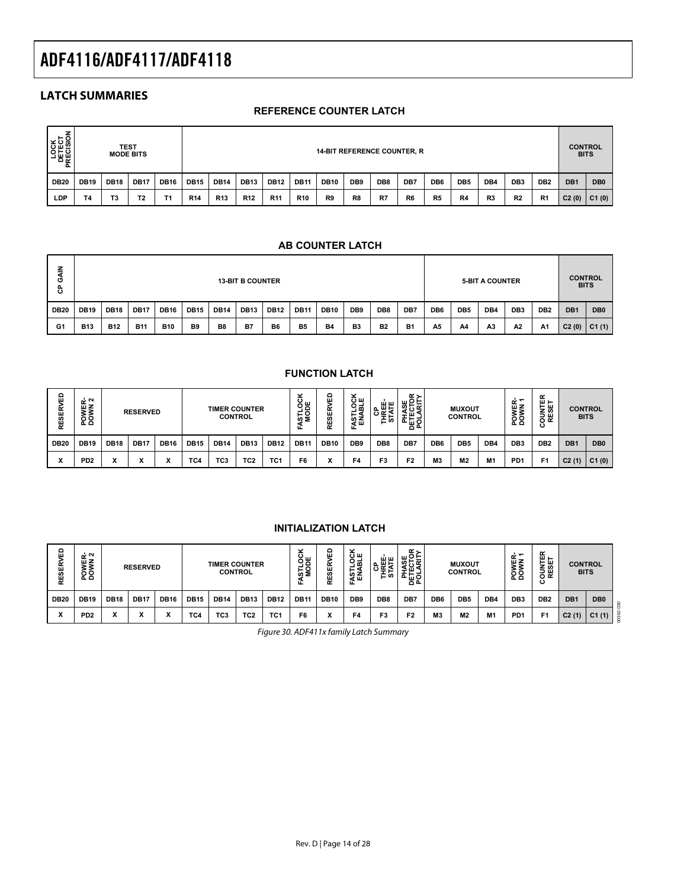## LATCH SUMMARIES

### REFERENCE COUNTER LATCH

| LOCK DETECT PRECISION | TEST MODE BITS | | | | 14-BIT REFERENCE COUNTER, R | | | | | | | | | | | | | | CONTROL BITS | |
|---|---|---|---|---|---|---|---|---|---|---|---|---|---|---|---|---|---|---|---|---|
| DB20 | DB19 | DB18 | DB17 | DB16 | DB15 | DB14 | DB13 | DB12 | DB11 | DB10 | DB9 | DB8 | DB7 | DB6 | DB5 | DB4 | DB3 | DB2 | DB1 | DB0 |
| LDP | T4 | T3 | T2 | T1 | R14 | R13 | R12 | R11 | R10 | R9 | R8 | R7 | R6 | R5 | R4 | R3 | R2 | R1 | C2 (0) | C1 (0) |

### AB COUNTER LATCH

| CP GAIN | 13-BIT B COUNTER | | | | | | | | | | | | | 5-BIT A COUNTER | | | | | CONTROL BITS | |
|---|---|---|---|---|---|---|---|---|---|---|---|---|---|---|---|---|---|---|---|---|
| DB20 | DB19 | DB18 | DB17 | DB16 | DB15 | DB14 | DB13 | DB12 | DB11 | DB10 | DB9 | DB8 | DB7 | DB6 | DB5 | DB4 | DB3 | DB2 | DB1 | DB0 |
| G1 | B13 | B12 | B11 | B10 | B9 | B8 | B7 | B6 | B5 | B4 | B3 | B2 | B1 | A5 | A4 | A3 | A2 | A1 | C2 (0) | C1 (1) |

### FUNCTION LATCH

| RESERVED | POWER-DOWN 2 | RESERVED | | | TIMER COUNTER CONTROL | | | | FASTLOCK MODE | RESERVED | FASTLOCK ENABLE | CP THREE-STATE | PHASE DETECTOR POLARITY | MUXOUT CONTROL | | | POWER-DOWN 1 | COUNTER RESET | CONTROL BITS | |
|---|---|---|---|---|---|---|---|---|---|---|---|---|---|---|---|---|---|---|---|---|
| DB20 | DB19 | DB18 | DB17 | DB16 | DB15 | DB14 | DB13 | DB12 | DB11 | DB10 | DB9 | DB8 | DB7 | DB6 | DB5 | DB4 | DB3 | DB2 | DB1 | DB0 |
| X | PD2 | X | X | X | TC4 | TC3 | TC2 | TC1 | F6 | X | F4 | F3 | F2 | M3 | M2 | M1 | PD1 | F1 | C2 (1) | C1 (0) |

### INITIALIZATION LATCH

| RESERVED | POWER-DOWN 2 | RESERVED | | | TIMER COUNTER CONTROL | | | | FASTLOCK MODE | RESERVED | FASTLOCK ENABLE | CP THREE-STATE | PHASE DETECTOR POLARITY | MUXOUT CONTROL | | | POWER-DOWN 1 | COUNTER RESET | CONTROL BITS | |
|---|---|---|---|---|---|---|---|---|---|---|---|---|---|---|---|---|---|---|---|---|
| DB20 | DB19 | DB18 | DB17 | DB16 | DB15 | DB14 | DB13 | DB12 | DB11 | DB10 | DB9 | DB8 | DB7 | DB6 | DB5 | DB4 | DB3 | DB2 | DB1 | DB0 |
| X | PD2 | X | X | X | TC4 | TC3 | TC2 | TC1 | F6 | X | F4 | F3 | F2 | M3 | M2 | M1 | PD1 | F1 | C2 (1) | C1 (1) |

*Figure 30. ADF411x family Latch Summary*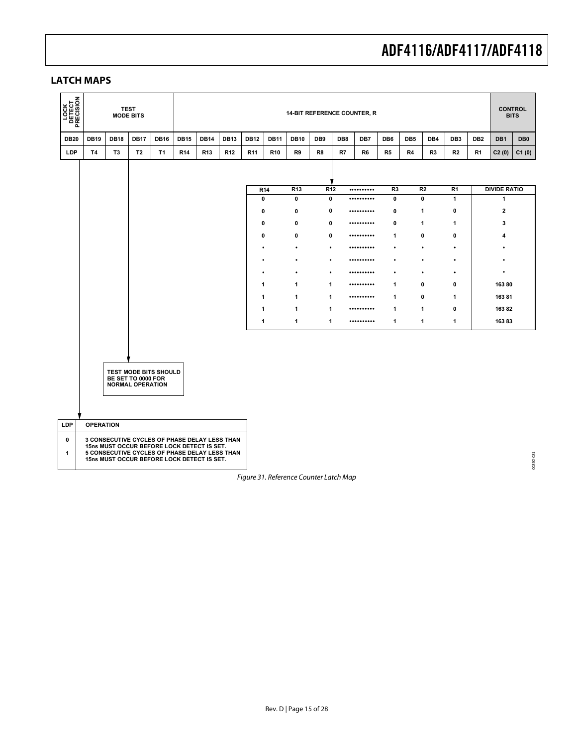## LATCH MAPS

| LOCK DETECT PRECISION | TEST MODE BITS | | | | 14-BIT REFERENCE COUNTER, R | | | | | | | | | | | | | | | CONTROL BITS | |
|---|---|---|---|---|---|---|---|---|---|---|---|---|---|---|---|---|---|---|---|---|---|
| DB20 | DB19 | DB18 | DB17 | DB16 | DB15 | DB14 | DB13 | DB12 | DB11 | DB10 | DB9 | DB8 | DB7 | DB6 | DB5 | DB4 | DB3 | DB2 | DB1 | DB0 |
| LDP | T4 | T3 | T2 | T1 | R14 | R13 | R12 | R11 | R10 | R9 | R8 | R7 | R6 | R5 | R4 | R3 | R2 | R1 | C2 (0) | C1 (0) |

| R14 | R13 | R12 | •••••••••• | R3 | R2 | R1 | DIVIDE RATIO |
|---|---|---|---|---|---|---|---|
| 0 | 0 | 0 | •••••••••• | 0 | 0 | 1 | 1 |
| 0 | 0 | 0 | •••••••••• | 0 | 1 | 0 | 2 |
| 0 | 0 | 0 | •••••••••• | 0 | 1 | 1 | 3 |
| 0 | 0 | 0 | •••••••••• | 1 | 0 | 0 | 4 |
| • | • | • | •••••••••• | • | • | • | • |
| • | • | • | •••••••••• | • | • | • | • |
| • | • | • | •••••••••• | • | • | • | • |
| 1 | 1 | 1 | •••••••••• | 1 | 0 | 0 | 163 80 |
| 1 | 1 | 1 | •••••••••• | 1 | 0 | 1 | 163 81 |
| 1 | 1 | 1 | •••••••••• | 1 | 1 | 0 | 163 82 |
| 1 | 1 | 1 | •••••••••• | 1 | 1 | 1 | 163 83 |

TEST MODE BITS SHOULD BE SET TO 0000 FOR NORMAL OPERATION

| LDP | OPERATION |
|---|---|
| 0 | 3 CONSECUTIVE CYCLES OF PHASE DELAY LESS THAN 15ns MUST OCCUR BEFORE LOCK DETECT IS SET. |
| 1 | 5 CONSECUTIVE CYCLES OF PHASE DELAY LESS THAN 15ns MUST OCCUR BEFORE LOCK DETECT IS SET. |

*Figure 31. Reference Counter Latch Map*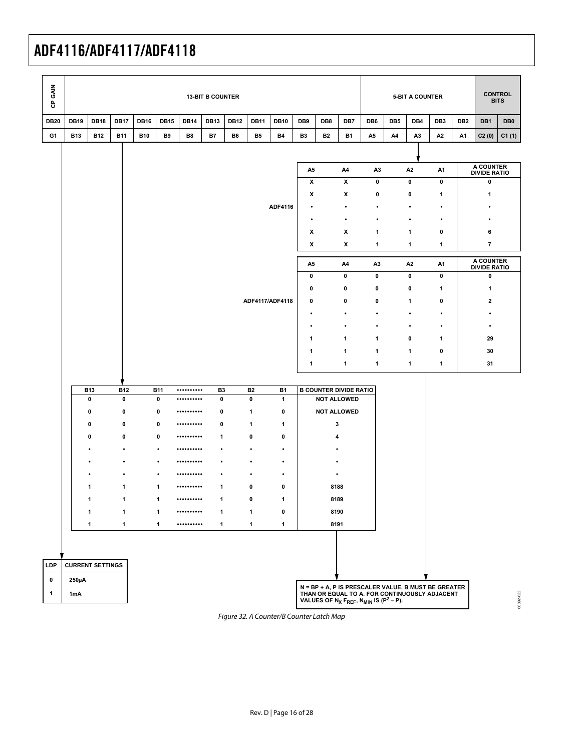| CP GAIN | 13-BIT B COUNTER | | | | | | | | | | | | | 5-BIT A COUNTER | | | | | CONTROL BITS | |
|---|---|---|---|---|---|---|---|---|---|---|---|---|---|---|---|---|---|---|---|---|
| DB20 | DB19 | DB18 | DB17 | DB16 | DB15 | DB14 | DB13 | DB12 | DB11 | DB10 | DB9 | DB8 | DB7 | DB6 | DB5 | DB4 | DB3 | DB2 | DB1 | DB0 |
| G1 | B13 | B12 | B11 | B10 | B9 | B8 | B7 | B6 | B5 | B4 | B3 | B2 | B1 | A5 | A4 | A3 | A2 | A1 | C2 (0) | C1 (1) |

**ADF4116**

| A5 | A4 | A3 | A2 | A1 | A COUNTER DIVIDE RATIO |
|---|---|---|---|---|---|
| X | X | 0 | 0 | 0 | 0 |
| X | X | 0 | 0 | 1 | 1 |
| • | • | • | • | • | • |
| • | • | • | • | • | • |
| X | X | 1 | 1 | 0 | 6 |
| X | X | 1 | 1 | 1 | 7 |

**ADF4117/ADF4118**

| A5 | A4 | A3 | A2 | A1 | A COUNTER DIVIDE RATIO |
|---|---|---|---|---|---|
| 0 | 0 | 0 | 0 | 0 | 0 |
| 0 | 0 | 0 | 0 | 1 | 1 |
| 0 | 0 | 0 | 1 | 0 | 2 |
| • | • | • | • | • | • |
| • | • | • | • | • | • |
| 1 | 1 | 1 | 0 | 1 | 29 |
| 1 | 1 | 1 | 1 | 0 | 30 |
| 1 | 1 | 1 | 1 | 1 | 31 |

| B13 | B12 | B11 | •••••••••• | B3 | B2 | B1 | B COUNTER DIVIDE RATIO |
|---|---|---|---|---|---|---|---|
| 0 | 0 | 0 | •••••••••• | 0 | 0 | 1 | NOT ALLOWED |
| 0 | 0 | 0 | •••••••••• | 0 | 1 | 0 | NOT ALLOWED |
| 0 | 0 | 0 | •••••••••• | 0 | 1 | 1 | 3 |
| 0 | 0 | 0 | •••••••••• | 1 | 0 | 0 | 4 |
| • | • | • | •••••••••• | • | • | • | • |
| • | • | • | •••••••••• | • | • | • | • |
| • | • | • | •••••••••• | • | • | • | • |
| 1 | 1 | 1 | •••••••••• | 1 | 0 | 0 | 8188 |
| 1 | 1 | 1 | •••••••••• | 1 | 0 | 1 | 8189 |
| 1 | 1 | 1 | •••••••••• | 1 | 1 | 0 | 8190 |
| 1 | 1 | 1 | •••••••••• | 1 | 1 | 1 | 8191 |

| LDP | CURRENT SETTINGS |
|---|---|
| 0 | 250µA |
| 1 | 1mA |

N = BP + A, P IS PRESCALER VALUE. B MUST BE GREATER THAN OR EQUAL TO A. FOR CONTINUOUSLY ADJACENT VALUES OF $N_X F_{REF}$, $N_{MIN}$ IS $(P^2 – P)$.

*Figure 32. A Counter/B Counter Latch Map*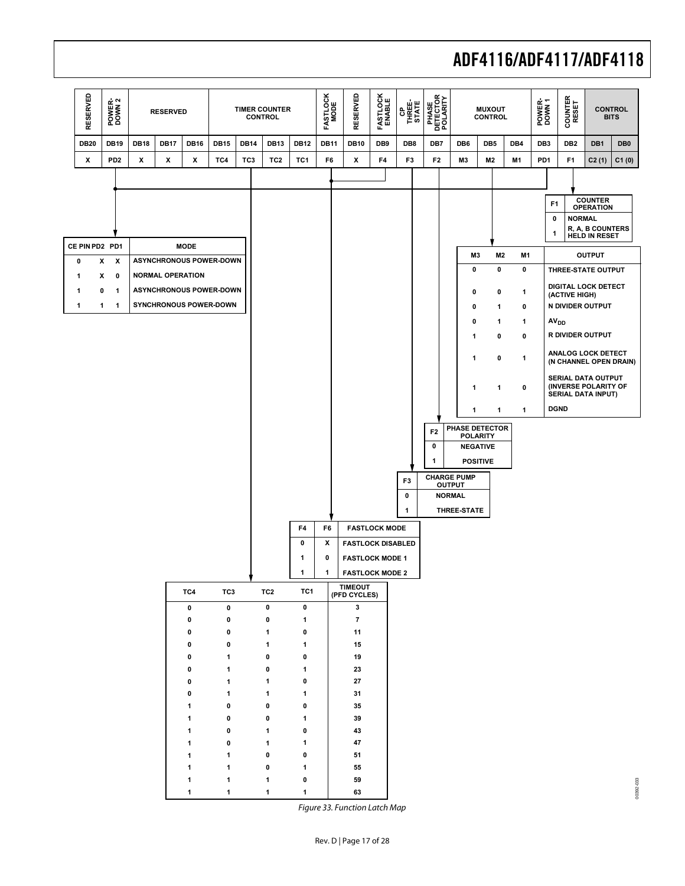| RESERVED | POWER-DOWN 2 | RESERVED | | | TIMER COUNTER CONTROL | | | | FASTLOCK MODE | RESERVED | FASTLOCK ENABLE | CP THREE-STATE | PHASE DETECTOR POLARITY | MUXOUT CONTROL | | | POWER-DOWN 1 | COUNTER RESET | CONTROL BITS | |
|---|---|---|---|---|---|---|---|---|---|---|---|---|---|---|---|---|---|---|---|---|
| DB20 | DB19 | DB18 | DB17 | DB16 | DB15 | DB14 | DB13 | DB12 | DB11 | DB10 | DB9 | DB8 | DB7 | DB6 | DB5 | DB4 | DB3 | DB2 | DB1 | DB0 |
| X | PD2 | X | X | X | TC4 | TC3 | TC2 | TC1 | F6 | X | F4 | F3 | F2 | M3 | M2 | M1 | PD1 | F1 | C2 (1) | C1 (0) |

| F1 | COUNTER OPERATION |
|---|---|
| 0 | NORMAL |
| 1 | R, A, B COUNTERS HELD IN RESET |

| CE PIN | PD2 | PD1 | MODE |
|---|---|---|---|
| 0 | X | X | ASYNCHRONOUS POWER-DOWN |
| 1 | X | 0 | NORMAL OPERATION |
| 1 | 0 | 1 | ASYNCHRONOUS POWER-DOWN |
| 1 | 1 | 1 | SYNCHRONOUS POWER-DOWN |

| M3 | M2 | M1 | OUTPUT |
|---|---|---|---|
| 0 | 0 | 0 | THREE-STATE OUTPUT |
| 0 | 0 | 1 | DIGITAL LOCK DETECT (ACTIVE HIGH) |
| 0 | 1 | 0 | N DIVIDER OUTPUT |
| 0 | 1 | 1 | $AV_{DD}$ |
| 1 | 0 | 0 | R DIVIDER OUTPUT |
| 1 | 0 | 1 | ANALOG LOCK DETECT (N CHANNEL OPEN DRAIN) |
| 1 | 1 | 0 | SERIAL DATA OUTPUT (INVERSE POLARITY OF SERIAL DATA INPUT) |
| 1 | 1 | 1 | DGND |

| F2 | PHASE DETECTOR POLARITY |
|---|---|
| 0 | NEGATIVE |
| 1 | POSITIVE |

| F3 | CHARGE PUMP OUTPUT |
|---|---|
| 0 | NORMAL |
| 1 | THREE-STATE |

| F4 | F6 | FASTLOCK MODE |
|---|---|---|
| 0 | X | FASTLOCK DISABLED |
| 1 | 0 | FASTLOCK MODE 1 |
| 1 | 1 | FASTLOCK MODE 2 |

| TC4 | TC3 | TC2 | TC1 | TIMEOUT (PFD CYCLES) |
|---|---|---|---|---|
| 0 | 0 | 0 | 0 | 3 |
| 0 | 0 | 0 | 1 | 7 |
| 0 | 0 | 1 | 0 | 11 |
| 0 | 0 | 1 | 1 | 15 |
| 0 | 1 | 0 | 0 | 19 |
| 0 | 1 | 0 | 1 | 23 |
| 0 | 1 | 1 | 0 | 27 |
| 0 | 1 | 1 | 1 | 31 |
| 1 | 0 | 0 | 0 | 35 |
| 1 | 0 | 0 | 1 | 39 |
| 1 | 0 | 1 | 0 | 43 |
| 1 | 0 | 1 | 1 | 47 |
| 1 | 1 | 0 | 0 | 51 |
| 1 | 1 | 0 | 1 | 55 |
| 1 | 1 | 1 | 0 | 59 |
| 1 | 1 | 1 | 1 | 63 |

*Figure 33. Function Latch Map*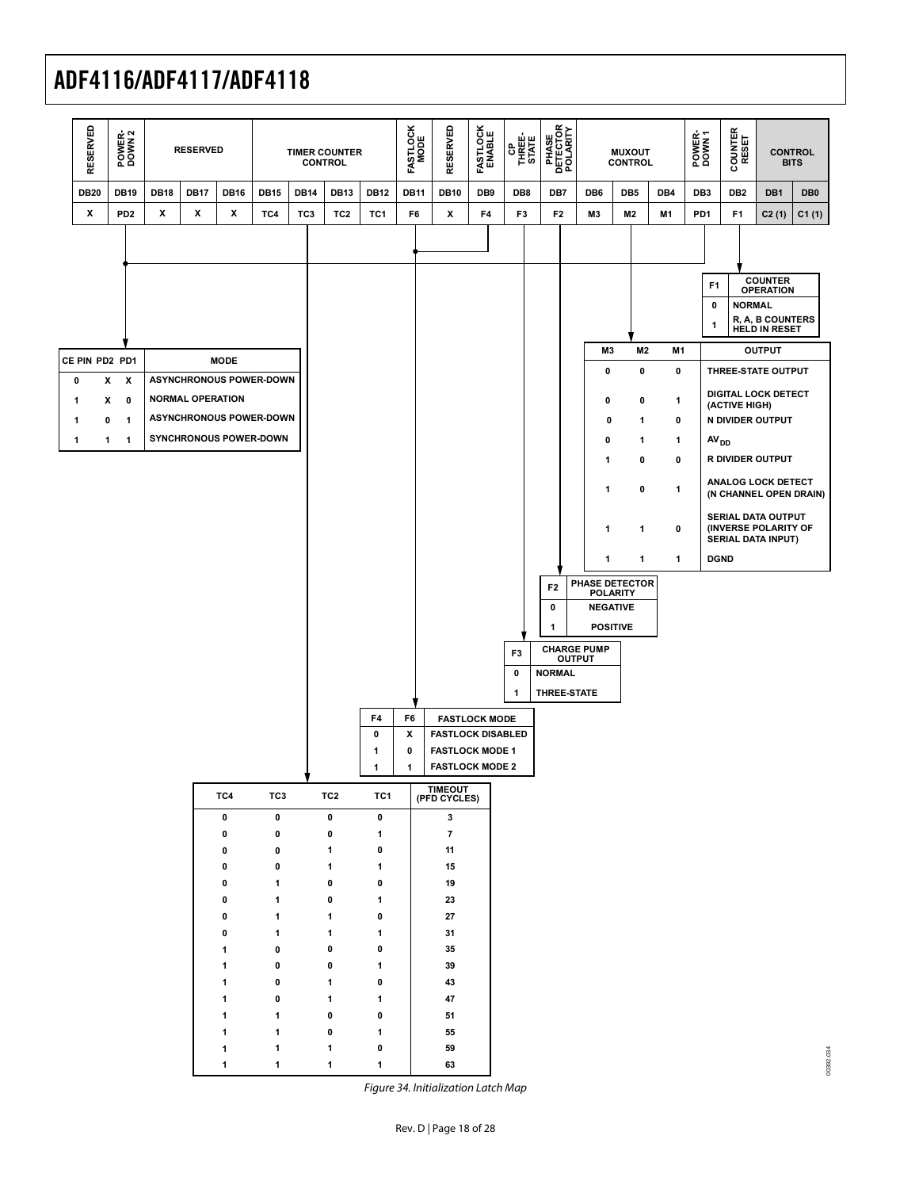| RESERVED | POWER-DOWN 2 | RESERVED | | | TIMER COUNTER CONTROL | | | | FASTLOCK MODE | RESERVED | FASTLOCK ENABLE | CP THREE-STATE | PHASE DETECTOR POLARITY | MUXOUT CONTROL | | | POWER-DOWN 1 | COUNTER RESET | CONTROL BITS | |
|---|---|---|---|---|---|---|---|---|---|---|---|---|---|---|---|---|---|---|---|---|
| DB20 | DB19 | DB18 | DB17 | DB16 | DB15 | DB14 | DB13 | DB12 | DB11 | DB10 | DB9 | DB8 | DB7 | DB6 | DB5 | DB4 | DB3 | DB2 | DB1 | DB0 |
| X | PD2 | X | X | X | TC4 | TC3 | TC2 | TC1 | F6 | X | F4 | F3 | F2 | M3 | M2 | M1 | PD1 | F1 | C2 (1) | C1 (1) |

| F1 | COUNTER OPERATION |
|---|---|
| 0 | NORMAL |
| 1 | R, A, B COUNTERS HELD IN RESET |

| CE PIN | PD2 | PD1 | MODE |
|---|---|---|---|
| 0 | X | X | ASYNCHRONOUS POWER-DOWN |
| 1 | X | 0 | NORMAL OPERATION |
| 1 | 0 | 1 | ASYNCHRONOUS POWER-DOWN |
| 1 | 1 | 1 | SYNCHRONOUS POWER-DOWN |

| M3 | M2 | M1 | OUTPUT |
|---|---|---|---|
| 0 | 0 | 0 | THREE-STATE OUTPUT |
| 0 | 0 | 1 | DIGITAL LOCK DETECT (ACTIVE HIGH) |
| 0 | 1 | 0 | N DIVIDER OUTPUT |
| 0 | 1 | 1 | $AV_{DD}$ |
| 1 | 0 | 0 | R DIVIDER OUTPUT |
| 1 | 0 | 1 | ANALOG LOCK DETECT (N CHANNEL OPEN DRAIN) |
| 1 | 1 | 0 | SERIAL DATA OUTPUT (INVERSE POLARITY OF SERIAL DATA INPUT) |
| 1 | 1 | 1 | DGND |

| F2 | PHASE DETECTOR POLARITY |
|---|---|
| 0 | NEGATIVE |
| 1 | POSITIVE |

| F3 | CHARGE PUMP OUTPUT |
|---|---|
| 0 | NORMAL |
| 1 | THREE-STATE |

| F4 | F6 | FASTLOCK MODE |
|---|---|---|
| 0 | X | FASTLOCK DISABLED |
| 1 | 0 | FASTLOCK MODE 1 |
| 1 | 1 | FASTLOCK MODE 2 |

| TC4 | TC3 | TC2 | TC1 | TIMEOUT (PFD CYCLES) |
|---|---|---|---|---|
| 0 | 0 | 0 | 0 | 3 |
| 0 | 0 | 0 | 1 | 7 |
| 0 | 0 | 1 | 0 | 11 |
| 0 | 0 | 1 | 1 | 15 |
| 0 | 1 | 0 | 0 | 19 |
| 0 | 1 | 0 | 1 | 23 |
| 0 | 1 | 1 | 0 | 27 |
| 0 | 1 | 1 | 1 | 31 |
| 1 | 0 | 0 | 0 | 35 |
| 1 | 0 | 0 | 1 | 39 |
| 1 | 0 | 1 | 0 | 43 |
| 1 | 0 | 1 | 1 | 47 |
| 1 | 1 | 0 | 0 | 51 |
| 1 | 1 | 0 | 1 | 55 |
| 1 | 1 | 1 | 0 | 59 |
| 1 | 1 | 1 | 1 | 63 |

*Figure 34. Initialization Latch Map*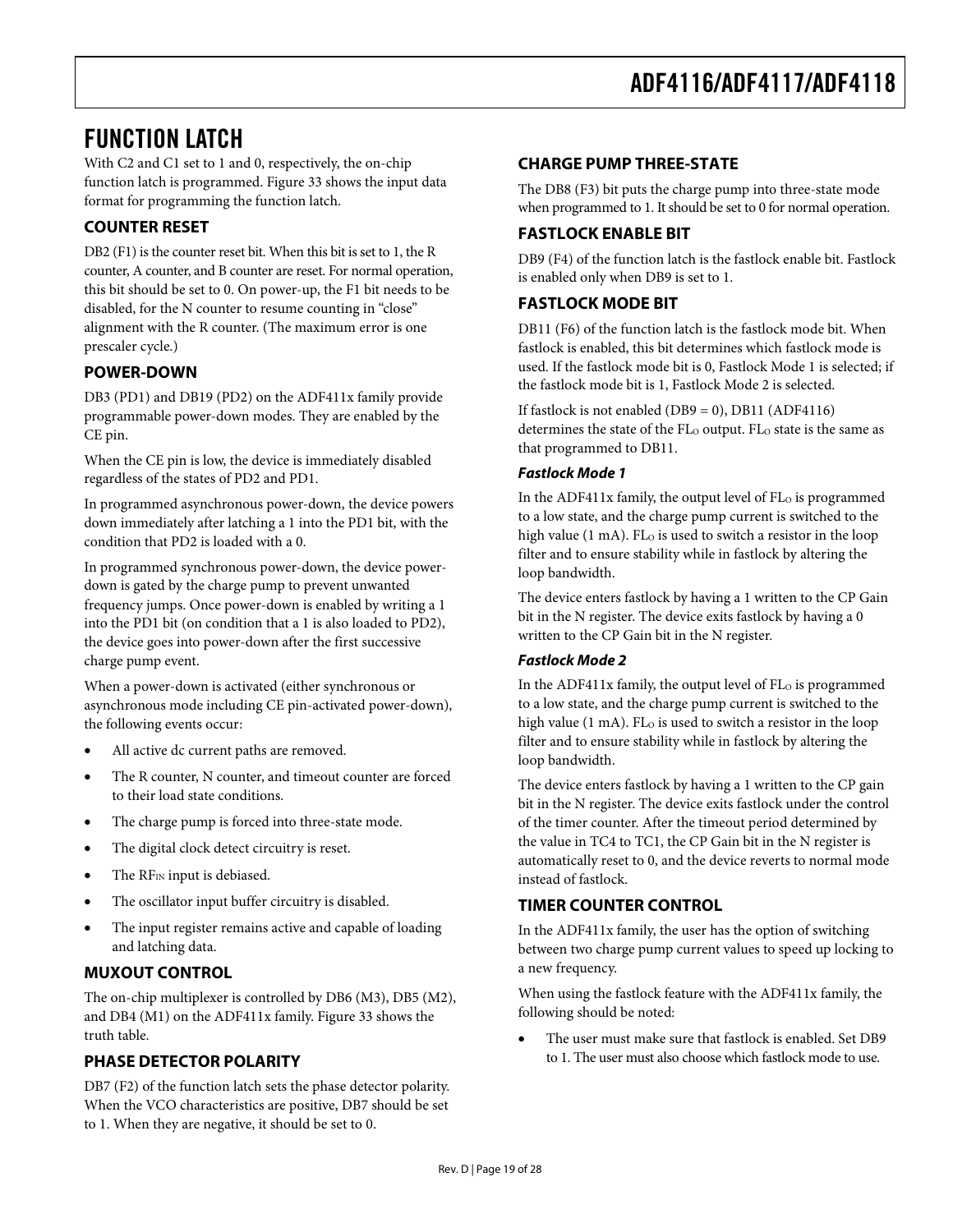# FUNCTION LATCH

With C2 and C1 set to 1 and 0, respectively, the on-chip function latch is programmed. Figure 33 shows the input data format for programming the function latch.

## COUNTER RESET

DB2 (F1) is the counter reset bit. When this bit is set to 1, the R counter, A counter, and B counter are reset. For normal operation, this bit should be set to 0. On power-up, the F1 bit needs to be disabled, for the N counter to resume counting in "close" alignment with the R counter. (The maximum error is one prescaler cycle.)

## POWER-DOWN

DB3 (PD1) and DB19 (PD2) on the ADF411x family provide programmable power-down modes. They are enabled by the CE pin.

When the CE pin is low, the device is immediately disabled regardless of the states of PD2 and PD1.

In programmed asynchronous power-down, the device powers down immediately after latching a 1 into the PD1 bit, with the condition that PD2 is loaded with a 0.

In programmed synchronous power-down, the device power-down is gated by the charge pump to prevent unwanted frequency jumps. Once power-down is enabled by writing a 1 into the PD1 bit (on condition that a 1 is also loaded to PD2), the device goes into power-down after the first successive charge pump event.

When a power-down is activated (either synchronous or asynchronous mode including CE pin-activated power-down), the following events occur:

- All active dc current paths are removed.
- The R counter, N counter, and timeout counter are forced to their load state conditions.
- The charge pump is forced into three-state mode.
- The digital clock detect circuitry is reset.
- The $RF_{IN}$ input is debiased.
- The oscillator input buffer circuitry is disabled.
- The input register remains active and capable of loading and latching data.

## MUXOUT CONTROL

The on-chip multiplexer is controlled by DB6 (M3), DB5 (M2), and DB4 (M1) on the ADF411x family. Figure 33 shows the truth table.

## PHASE DETECTOR POLARITY

DB7 (F2) of the function latch sets the phase detector polarity. When the VCO characteristics are positive, DB7 should be set to 1. When they are negative, it should be set to 0.

## CHARGE PUMP THREE-STATE

The DB8 (F3) bit puts the charge pump into three-state mode when programmed to 1. It should be set to 0 for normal operation.

## FASTLOCK ENABLE BIT

DB9 (F4) of the function latch is the fastlock enable bit. Fastlock is enabled only when DB9 is set to 1.

## FASTLOCK MODE BIT

DB11 (F6) of the function latch is the fastlock mode bit. When fastlock is enabled, this bit determines which fastlock mode is used. If the fastlock mode bit is 0, Fastlock Mode 1 is selected; if the fastlock mode bit is 1, Fastlock Mode 2 is selected.

If fastlock is not enabled (DB9 = 0), DB11 (ADF4116) determines the state of the $FL_O$ output. $FL_O$ state is the same as that programmed to DB11.

### *Fastlock Mode 1*

In the ADF411x family, the output level of $FL_O$ is programmed to a low state, and the charge pump current is switched to the high value (1 mA). $FL_O$ is used to switch a resistor in the loop filter and to ensure stability while in fastlock by altering the loop bandwidth.

The device enters fastlock by having a 1 written to the CP Gain bit in the N register. The device exits fastlock by having a 0 written to the CP Gain bit in the N register.

### *Fastlock Mode 2*

In the ADF411x family, the output level of $FL_O$ is programmed to a low state, and the charge pump current is switched to the high value (1 mA). $FL_O$ is used to switch a resistor in the loop filter and to ensure stability while in fastlock by altering the loop bandwidth.

The device enters fastlock by having a 1 written to the CP gain bit in the N register. The device exits fastlock under the control of the timer counter. After the timeout period determined by the value in TC4 to TC1, the CP Gain bit in the N register is automatically reset to 0, and the device reverts to normal mode instead of fastlock.

## TIMER COUNTER CONTROL

In the ADF411x family, the user has the option of switching between two charge pump current values to speed up locking to a new frequency.

When using the fastlock feature with the ADF411x family, the following should be noted:

- The user must make sure that fastlock is enabled. Set DB9 to 1. The user must also choose which fastlock mode to use.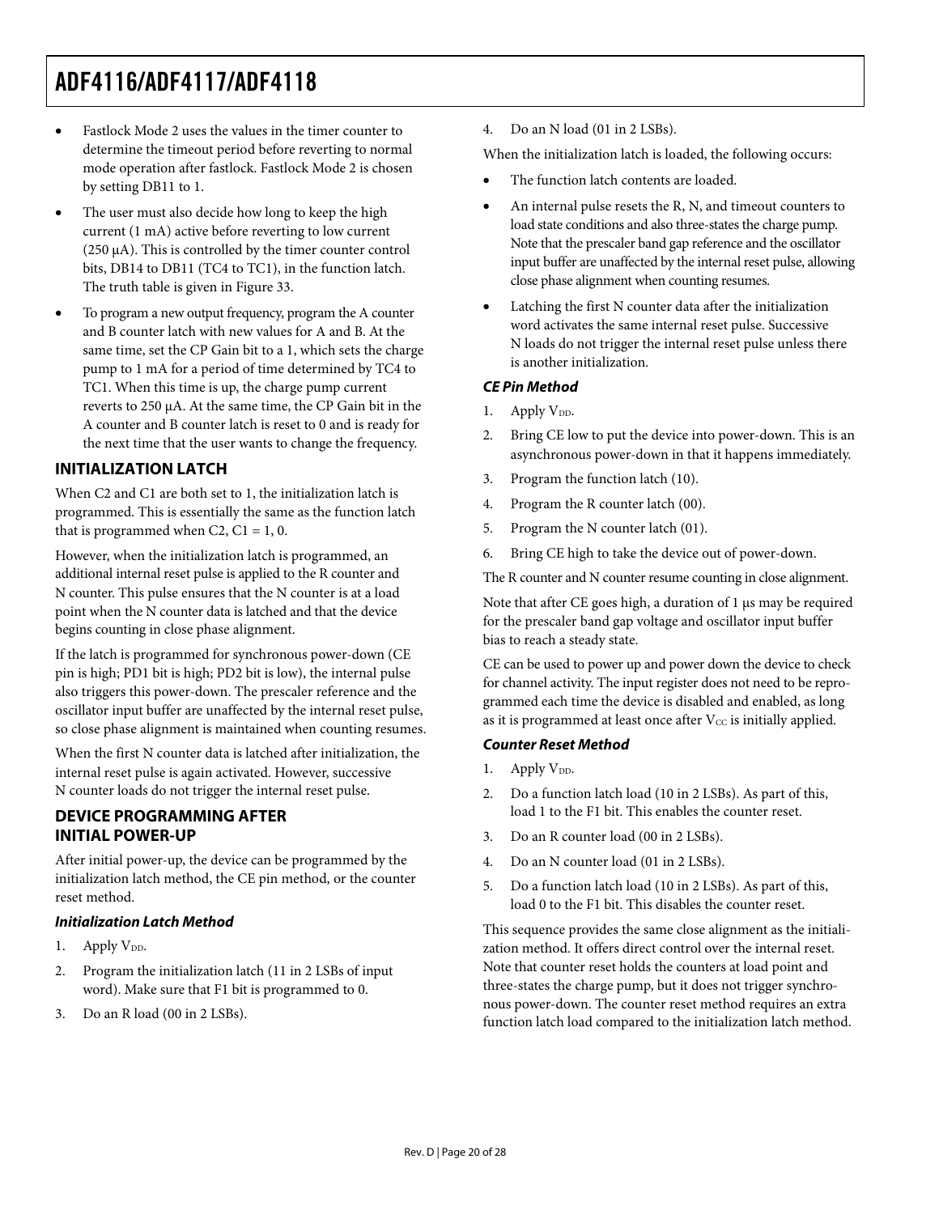- Fastlock Mode 2 uses the values in the timer counter to determine the timeout period before reverting to normal mode operation after fastlock. Fastlock Mode 2 is chosen by setting DB11 to 1.
- The user must also decide how long to keep the high current (1 mA) active before reverting to low current (250 µA). This is controlled by the timer counter control bits, DB14 to DB11 (TC4 to TC1), in the function latch. The truth table is given in Figure 33.
- To program a new output frequency, program the A counter and B counter latch with new values for A and B. At the same time, set the CP Gain bit to a 1, which sets the charge pump to 1 mA for a period of time determined by TC4 to TC1. When this time is up, the charge pump current reverts to 250 µA. At the same time, the CP Gain bit in the A counter and B counter latch is reset to 0 and is ready for the next time that the user wants to change the frequency.

## INITIALIZATION LATCH

When C2 and C1 are both set to 1, the initialization latch is programmed. This is essentially the same as the function latch that is programmed when C2, C1 = 1, 0.

However, when the initialization latch is programmed, an additional internal reset pulse is applied to the R counter and N counter. This pulse ensures that the N counter is at a load point when the N counter data is latched and that the device begins counting in close phase alignment.

If the latch is programmed for synchronous power-down (CE pin is high; PD1 bit is high; PD2 bit is low), the internal pulse also triggers this power-down. The prescaler reference and the oscillator input buffer are unaffected by the internal reset pulse, so close phase alignment is maintained when counting resumes.

When the first N counter data is latched after initialization, the internal reset pulse is again activated. However, successive N counter loads do not trigger the internal reset pulse.

## DEVICE PROGRAMMING AFTER INITIAL POWER-UP

After initial power-up, the device can be programmed by the initialization latch method, the CE pin method, or the counter reset method.

### *Initialization Latch Method*

1. Apply $V_{DD}$.
2. Program the initialization latch (11 in 2 LSBs of input word). Make sure that F1 bit is programmed to 0.
3. Do an R load (00 in 2 LSBs).
4. Do an N load (01 in 2 LSBs).

When the initialization latch is loaded, the following occurs:

- The function latch contents are loaded.
- An internal pulse resets the R, N, and timeout counters to load state conditions and also three-states the charge pump. Note that the prescaler band gap reference and the oscillator input buffer are unaffected by the internal reset pulse, allowing close phase alignment when counting resumes.
- Latching the first N counter data after the initialization word activates the same internal reset pulse. Successive N loads do not trigger the internal reset pulse unless there is another initialization.

### *CE Pin Method*

1. Apply $V_{DD}$.
2. Bring CE low to put the device into power-down. This is an asynchronous power-down in that it happens immediately.
3. Program the function latch (10).
4. Program the R counter latch (00).
5. Program the N counter latch (01).
6. Bring CE high to take the device out of power-down.

The R counter and N counter resume counting in close alignment.

Note that after CE goes high, a duration of 1 µs may be required for the prescaler band gap voltage and oscillator input buffer bias to reach a steady state.

CE can be used to power up and power down the device to check for channel activity. The input register does not need to be reprogrammed each time the device is disabled and enabled, as long as it is programmed at least once after $V_{CC}$ is initially applied.

### *Counter Reset Method*

1. Apply $V_{DD}$.
2. Do a function latch load (10 in 2 LSBs). As part of this, load 1 to the F1 bit. This enables the counter reset.
3. Do an R counter load (00 in 2 LSBs).
4. Do an N counter load (01 in 2 LSBs).
5. Do a function latch load (10 in 2 LSBs). As part of this, load 0 to the F1 bit. This disables the counter reset.

This sequence provides the same close alignment as the initialization method. It offers direct control over the internal reset. Note that counter reset holds the counters at load point and three-states the charge pump, but it does not trigger synchronous power-down. The counter reset method requires an extra function latch load compared to the initialization latch method.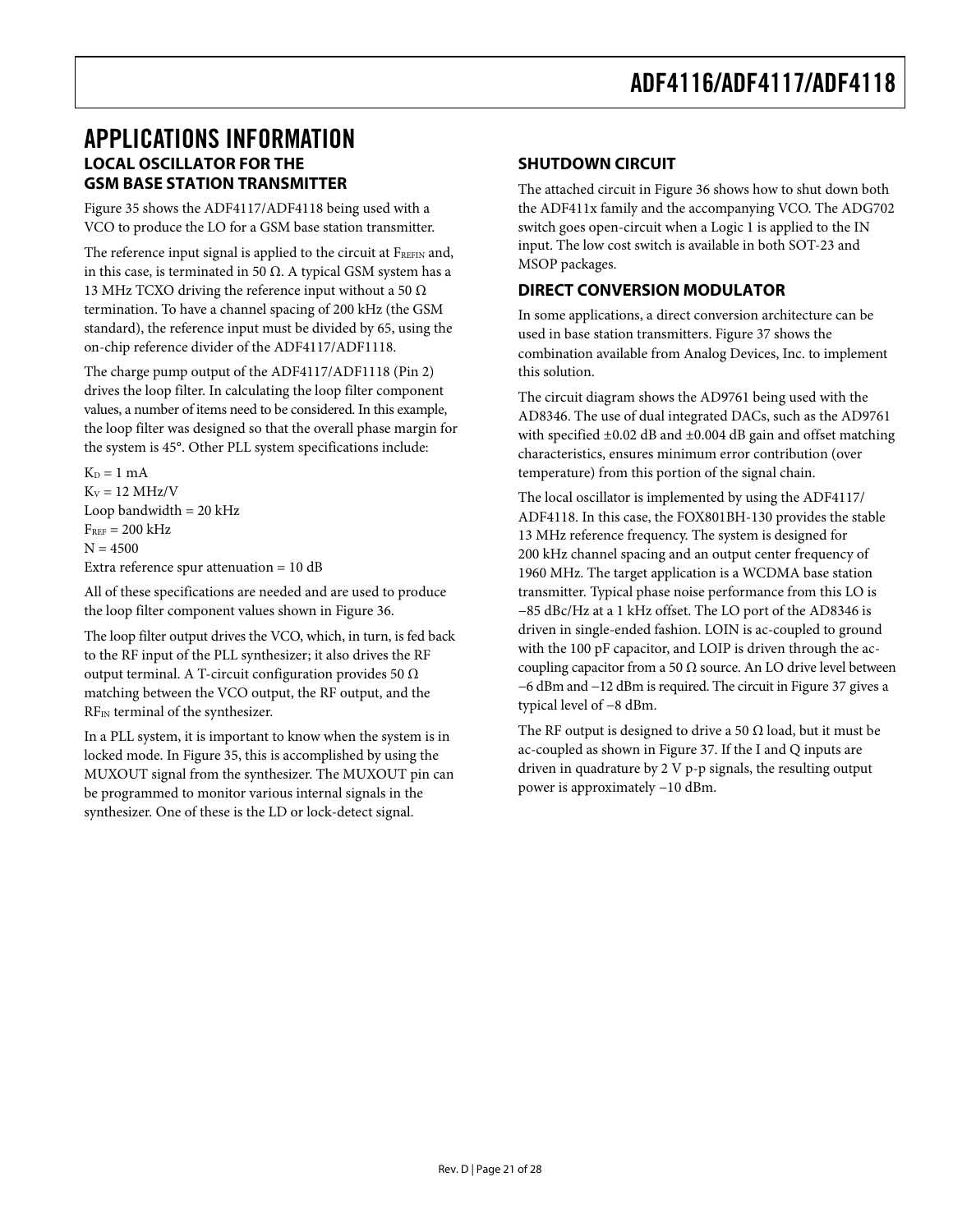# APPLICATIONS INFORMATION

## LOCAL OSCILLATOR FOR THE GSM BASE STATION TRANSMITTER

Figure 35 shows the ADF4117/ADF4118 being used with a VCO to produce the LO for a GSM base station transmitter.

The reference input signal is applied to the circuit at $F_{REFIN}$ and, in this case, is terminated in 50 Ω. A typical GSM system has a 13 MHz TCXO driving the reference input without a 50 Ω termination. To have a channel spacing of 200 kHz (the GSM standard), the reference input must be divided by 65, using the on-chip reference divider of the ADF4117/ADF1118.

The charge pump output of the ADF4117/ADF1118 (Pin 2) drives the loop filter. In calculating the loop filter component values, a number of items need to be considered. In this example, the loop filter was designed so that the overall phase margin for the system is 45°. Other PLL system specifications include:

$K_D$ = 1 mA  
$K_V$ = 12 MHz/V  
Loop bandwidth = 20 kHz  
$F_{REF}$ = 200 kHz  
N = 4500  
Extra reference spur attenuation = 10 dB

All of these specifications are needed and are used to produce the loop filter component values shown in Figure 36.

The loop filter output drives the VCO, which, in turn, is fed back to the RF input of the PLL synthesizer; it also drives the RF output terminal. A T-circuit configuration provides 50 Ω matching between the VCO output, the RF output, and the $RF_{IN}$ terminal of the synthesizer.

In a PLL system, it is important to know when the system is in locked mode. In Figure 35, this is accomplished by using the MUXOUT signal from the synthesizer. The MUXOUT pin can be programmed to monitor various internal signals in the synthesizer. One of these is the LD or lock-detect signal.

## SHUTDOWN CIRCUIT

The attached circuit in Figure 36 shows how to shut down both the ADF411x family and the accompanying VCO. The ADG702 switch goes open-circuit when a Logic 1 is applied to the IN input. The low cost switch is available in both SOT-23 and MSOP packages.

## DIRECT CONVERSION MODULATOR

In some applications, a direct conversion architecture can be used in base station transmitters. Figure 37 shows the combination available from Analog Devices, Inc. to implement this solution.

The circuit diagram shows the AD9761 being used with the AD8346. The use of dual integrated DACs, such as the AD9761 with specified ±0.02 dB and ±0.004 dB gain and offset matching characteristics, ensures minimum error contribution (over temperature) from this portion of the signal chain.

The local oscillator is implemented by using the ADF4117/ADF4118. In this case, the FOX801BH-130 provides the stable 13 MHz reference frequency. The system is designed for 200 kHz channel spacing and an output center frequency of 1960 MHz. The target application is a WCDMA base station transmitter. Typical phase noise performance from this LO is −85 dBc/Hz at a 1 kHz offset. The LO port of the AD8346 is driven in single-ended fashion. LOIN is ac-coupled to ground with the 100 pF capacitor, and LOIP is driven through the ac-coupling capacitor from a 50 Ω source. An LO drive level between −6 dBm and −12 dBm is required. The circuit in Figure 37 gives a typical level of −8 dBm.

The RF output is designed to drive a 50 Ω load, but it must be ac-coupled as shown in Figure 37. If the I and Q inputs are driven in quadrature by 2 V p-p signals, the resulting output power is approximately −10 dBm.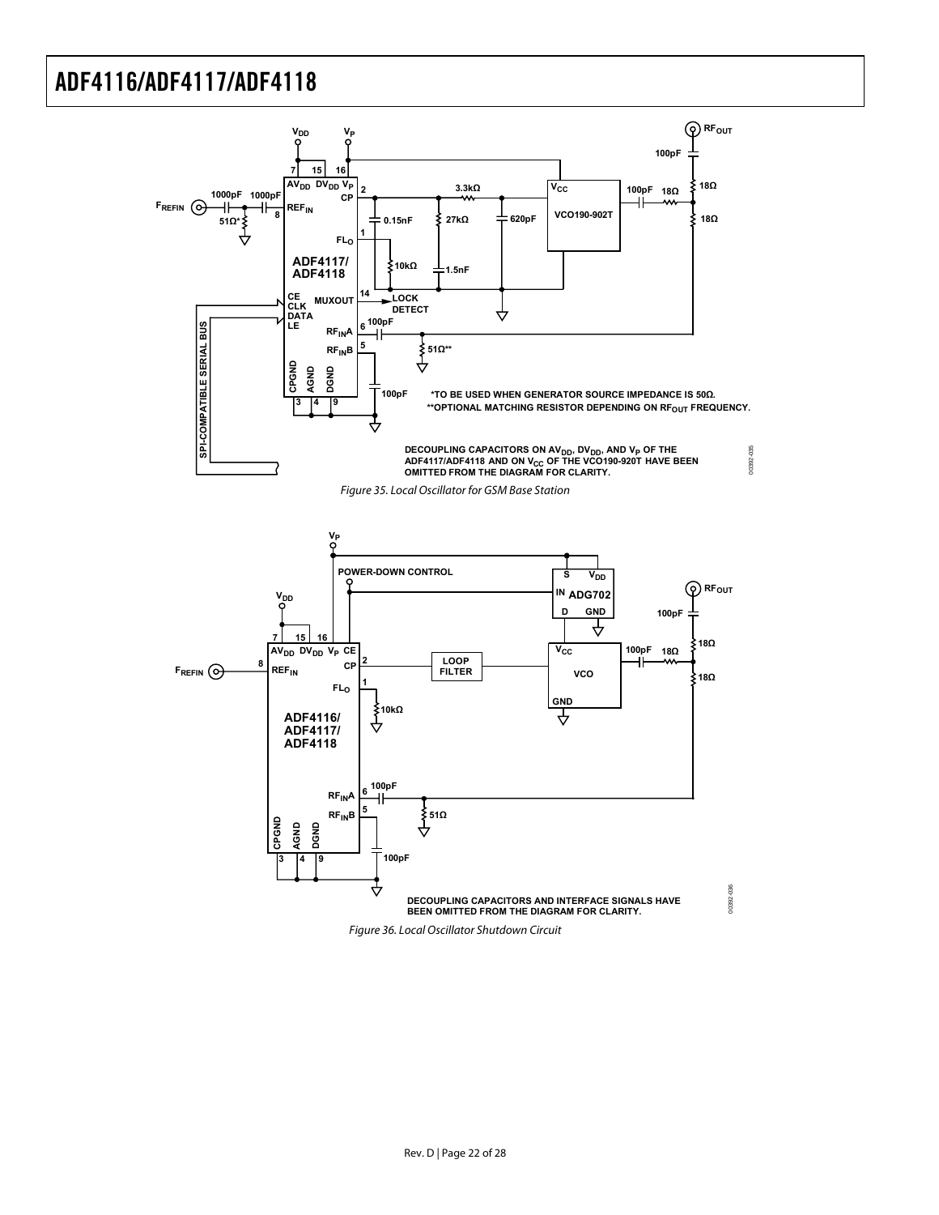*TO BE USED WHEN GENERATOR SOURCE IMPEDANCE IS 50Ω.
**OPTIONAL MATCHING RESISTOR DEPENDING ON $RF_{OUT}$ FREQUENCY.

DECOUPLING CAPACITORS ON $AV_{DD}$, $DV_{DD}$, AND $V_P$ OF THE ADF4117/ADF4118 AND ON $V_{CC}$ OF THE VCO190-920T HAVE BEEN OMITTED FROM THE DIAGRAM FOR CLARITY.

*Figure 35. Local Oscillator for GSM Base Station*

DECOUPLING CAPACITORS AND INTERFACE SIGNALS HAVE BEEN OMITTED FROM THE DIAGRAM FOR CLARITY.

*Figure 36. Local Oscillator Shutdown Circuit*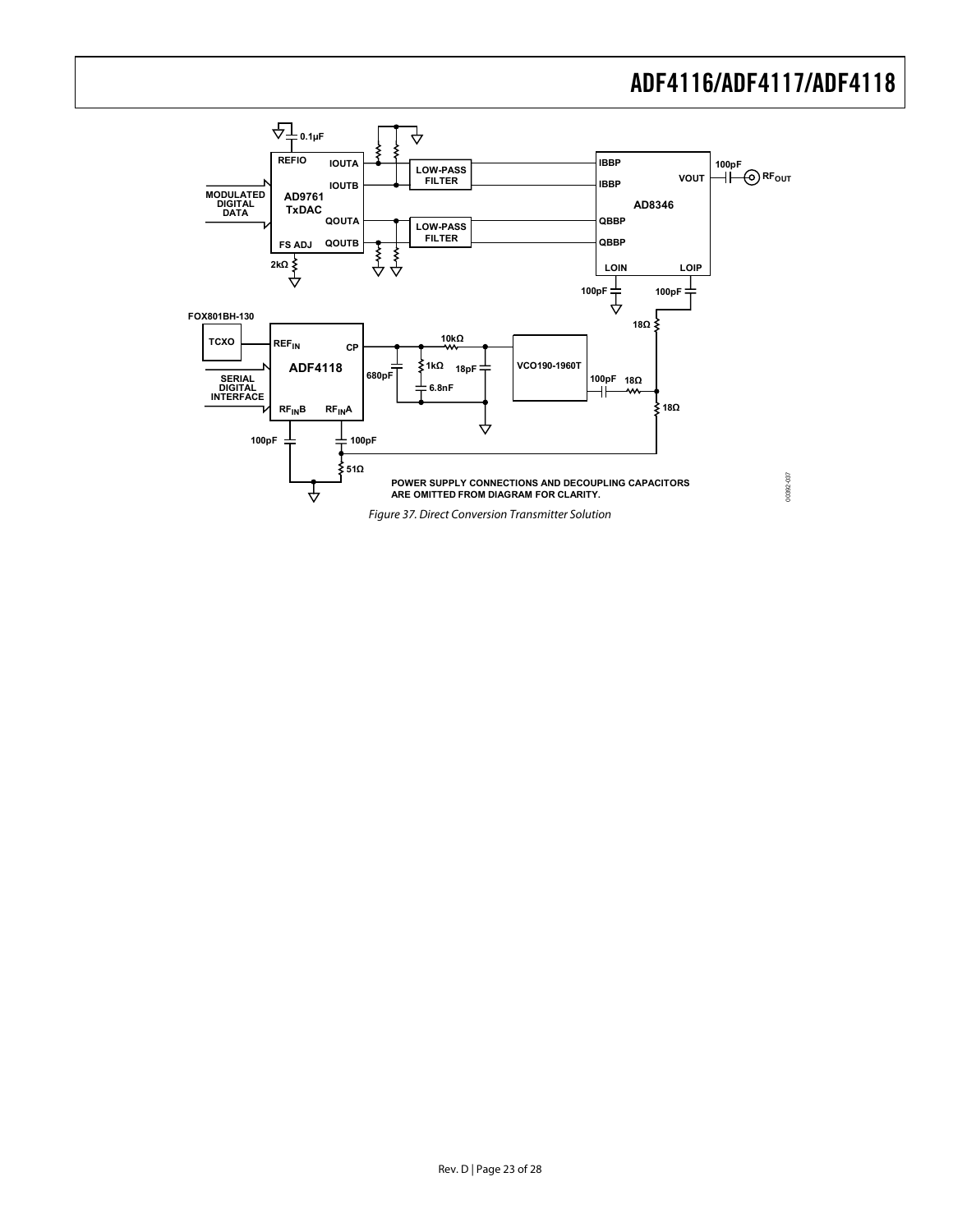Figure 37. Direct Conversion Transmitter Solution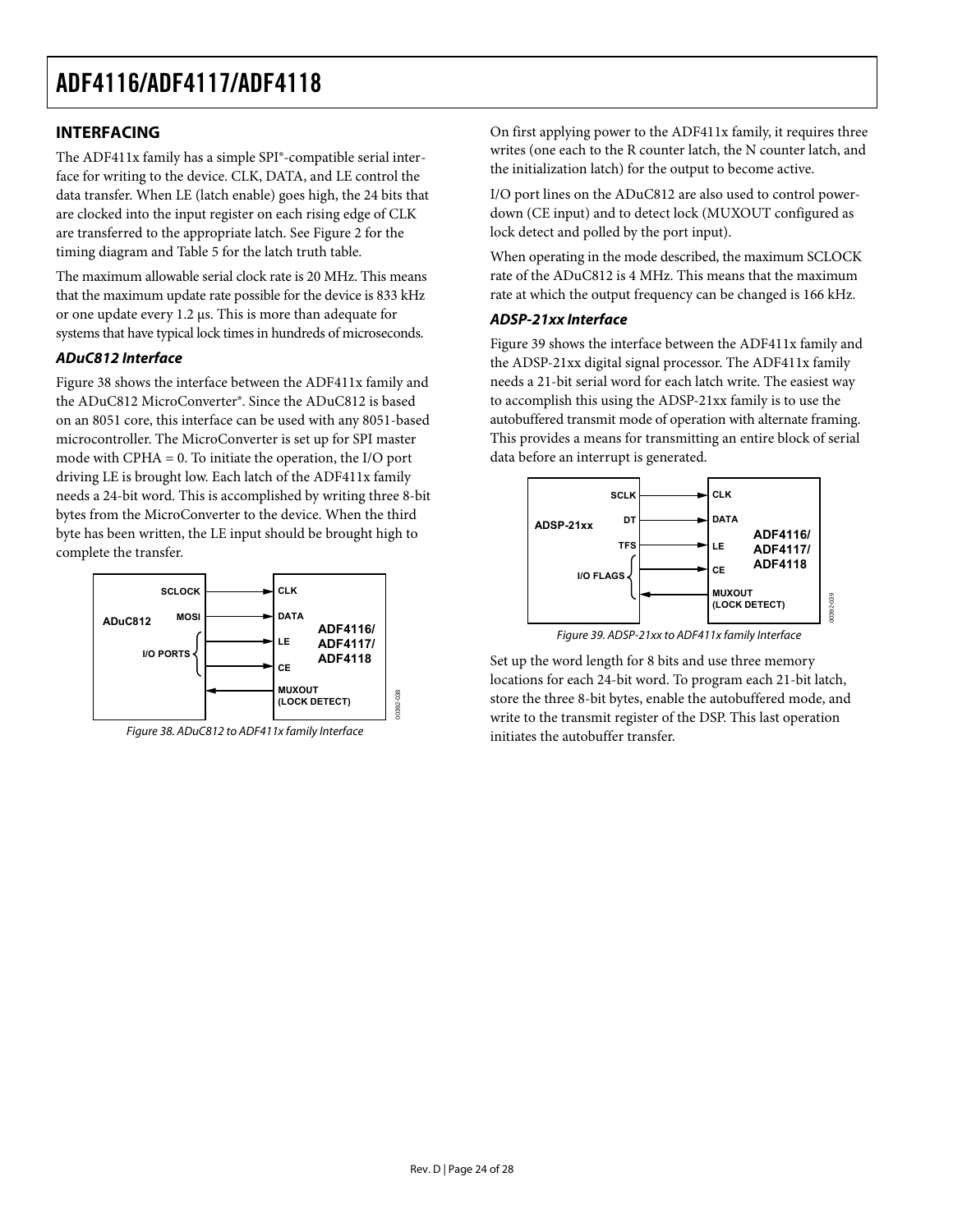## INTERFACING

The ADF411x family has a simple SPI®-compatible serial interface for writing to the device. CLK, DATA, and LE control the data transfer. When LE (latch enable) goes high, the 24 bits that are clocked into the input register on each rising edge of CLK are transferred to the appropriate latch. See Figure 2 for the timing diagram and Table 5 for the latch truth table.

The maximum allowable serial clock rate is 20 MHz. This means that the maximum update rate possible for the device is 833 kHz or one update every 1.2 µs. This is more than adequate for systems that have typical lock times in hundreds of microseconds.

### *ADuC812 Interface*

Figure 38 shows the interface between the ADF411x family and the ADuC812 MicroConverter®. Since the ADuC812 is based on an 8051 core, this interface can be used with any 8051-based microcontroller. The MicroConverter is set up for SPI master mode with CPHA = 0. To initiate the operation, the I/O port driving LE is brought low. Each latch of the ADF411x family needs a 24-bit word. This is accomplished by writing three 8-bit bytes from the MicroConverter to the device. When the third byte has been written, the LE input should be brought high to complete the transfer.

*Figure 38. ADuC812 to ADF411x family Interface*

On first applying power to the ADF411x family, it requires three writes (one each to the R counter latch, the N counter latch, and the initialization latch) for the output to become active.

I/O port lines on the ADuC812 are also used to control power-down (CE input) and to detect lock (MUXOUT configured as lock detect and polled by the port input).

When operating in the mode described, the maximum SCLOCK rate of the ADuC812 is 4 MHz. This means that the maximum rate at which the output frequency can be changed is 166 kHz.

### *ADSP-21xx Interface*

Figure 39 shows the interface between the ADF411x family and the ADSP-21xx digital signal processor. The ADF411x family needs a 21-bit serial word for each latch write. The easiest way to accomplish this using the ADSP-21xx family is to use the autobuffered transmit mode of operation with alternate framing. This provides a means for transmitting an entire block of serial data before an interrupt is generated.

*Figure 39. ADSP-21xx to ADF411x family Interface*

Set up the word length for 8 bits and use three memory locations for each 24-bit word. To program each 21-bit latch, store the three 8-bit bytes, enable the autobuffered mode, and write to the transmit register of the DSP. This last operation initiates the autobuffer transfer.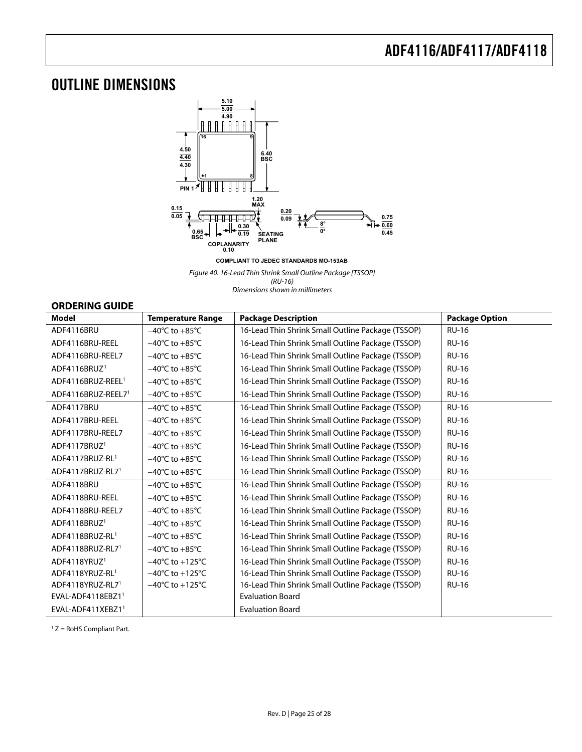## OUTLINE DIMENSIONS

COMPLIANT TO JEDEC STANDARDS MO-153AB

*Figure 40. 16-Lead Thin Shrink Small Outline Package [TSSOP] (RU-16) Dimensions shown in millimeters*

### ORDERING GUIDE

| Model | Temperature Range | Package Description | Package Option |
|---|---|---|---|
| ADF4116BRU | −40°C to +85°C | 16-Lead Thin Shrink Small Outline Package (TSSOP) | RU-16 |
| ADF4116BRU-REEL | −40°C to +85°C | 16-Lead Thin Shrink Small Outline Package (TSSOP) | RU-16 |
| ADF4116BRU-REEL7 | −40°C to +85°C | 16-Lead Thin Shrink Small Outline Package (TSSOP) | RU-16 |
| ADF4116BRUZ[1] | −40°C to +85°C | 16-Lead Thin Shrink Small Outline Package (TSSOP) | RU-16 |
| ADF4116BRUZ-REEL[1] | −40°C to +85°C | 16-Lead Thin Shrink Small Outline Package (TSSOP) | RU-16 |
| ADF4116BRUZ-REEL7[1] | −40°C to +85°C | 16-Lead Thin Shrink Small Outline Package (TSSOP) | RU-16 |
| ADF4117BRU | −40°C to +85°C | 16-Lead Thin Shrink Small Outline Package (TSSOP) | RU-16 |
| ADF4117BRU-REEL | −40°C to +85°C | 16-Lead Thin Shrink Small Outline Package (TSSOP) | RU-16 |
| ADF4117BRU-REEL7 | −40°C to +85°C | 16-Lead Thin Shrink Small Outline Package (TSSOP) | RU-16 |
| ADF4117BRUZ[1] | −40°C to +85°C | 16-Lead Thin Shrink Small Outline Package (TSSOP) | RU-16 |
| ADF4117BRUZ-RL[1] | −40°C to +85°C | 16-Lead Thin Shrink Small Outline Package (TSSOP) | RU-16 |
| ADF4117BRUZ-RL7[1] | −40°C to +85°C | 16-Lead Thin Shrink Small Outline Package (TSSOP) | RU-16 |
| ADF4118BRU | −40°C to +85°C | 16-Lead Thin Shrink Small Outline Package (TSSOP) | RU-16 |
| ADF4118BRU-REEL | −40°C to +85°C | 16-Lead Thin Shrink Small Outline Package (TSSOP) | RU-16 |
| ADF4118BRU-REEL7 | −40°C to +85°C | 16-Lead Thin Shrink Small Outline Package (TSSOP) | RU-16 |
| ADF4118BRUZ[1] | −40°C to +85°C | 16-Lead Thin Shrink Small Outline Package (TSSOP) | RU-16 |
| ADF4118BRUZ-RL[1] | −40°C to +85°C | 16-Lead Thin Shrink Small Outline Package (TSSOP) | RU-16 |
| ADF4118BRUZ-RL7[1] | −40°C to +85°C | 16-Lead Thin Shrink Small Outline Package (TSSOP) | RU-16 |
| ADF4118YRUZ[1] | −40°C to +125°C | 16-Lead Thin Shrink Small Outline Package (TSSOP) | RU-16 |
| ADF4118YRUZ-RL[1] | −40°C to +125°C | 16-Lead Thin Shrink Small Outline Package (TSSOP) | RU-16 |
| ADF4118YRUZ-RL7[1] | −40°C to +125°C | 16-Lead Thin Shrink Small Outline Package (TSSOP) | RU-16 |
| EVAL-ADF4118EBZ1[1] | | Evaluation Board | |
| EVAL-ADF411XEBZ1[1] | | Evaluation Board | |

[1] Z = RoHS Compliant Part.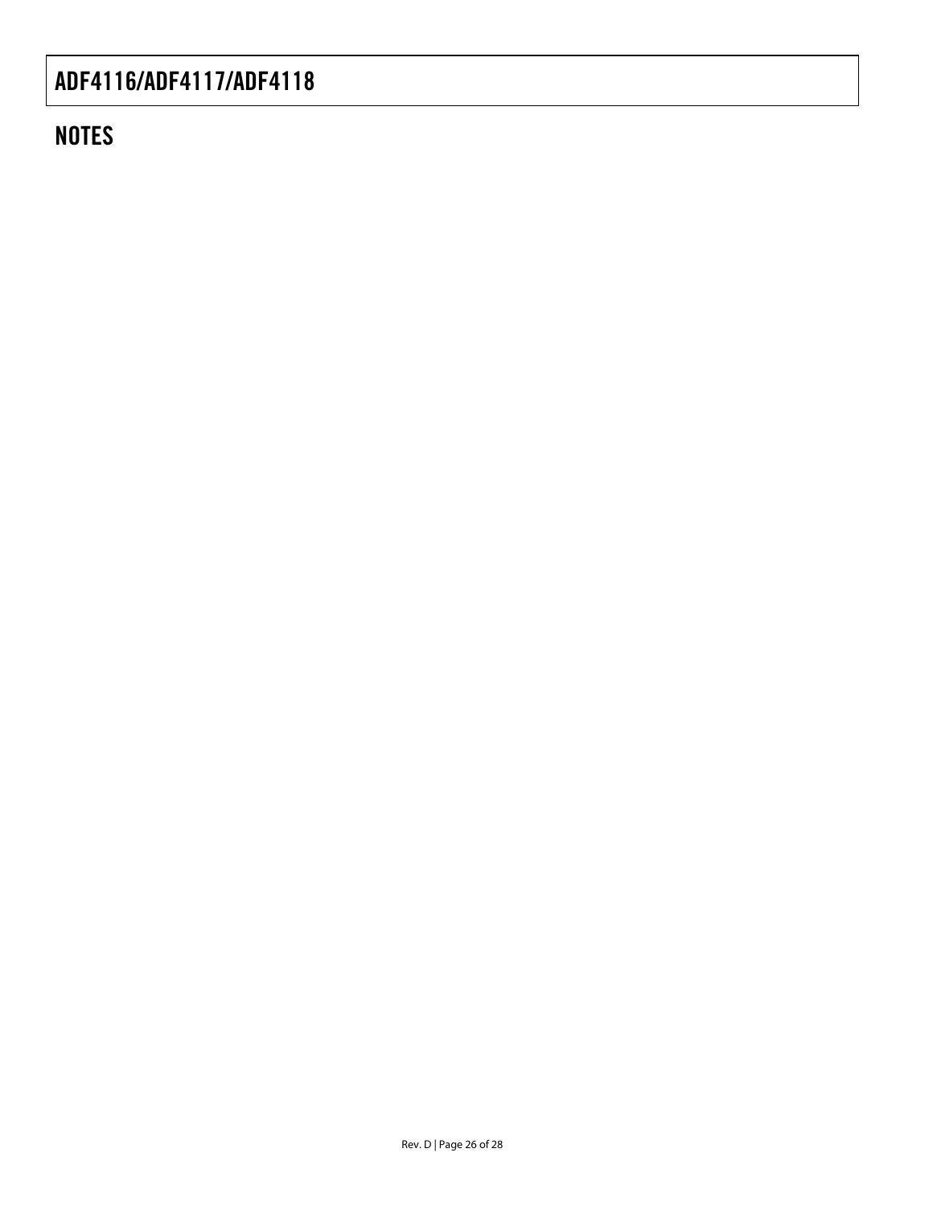## NOTES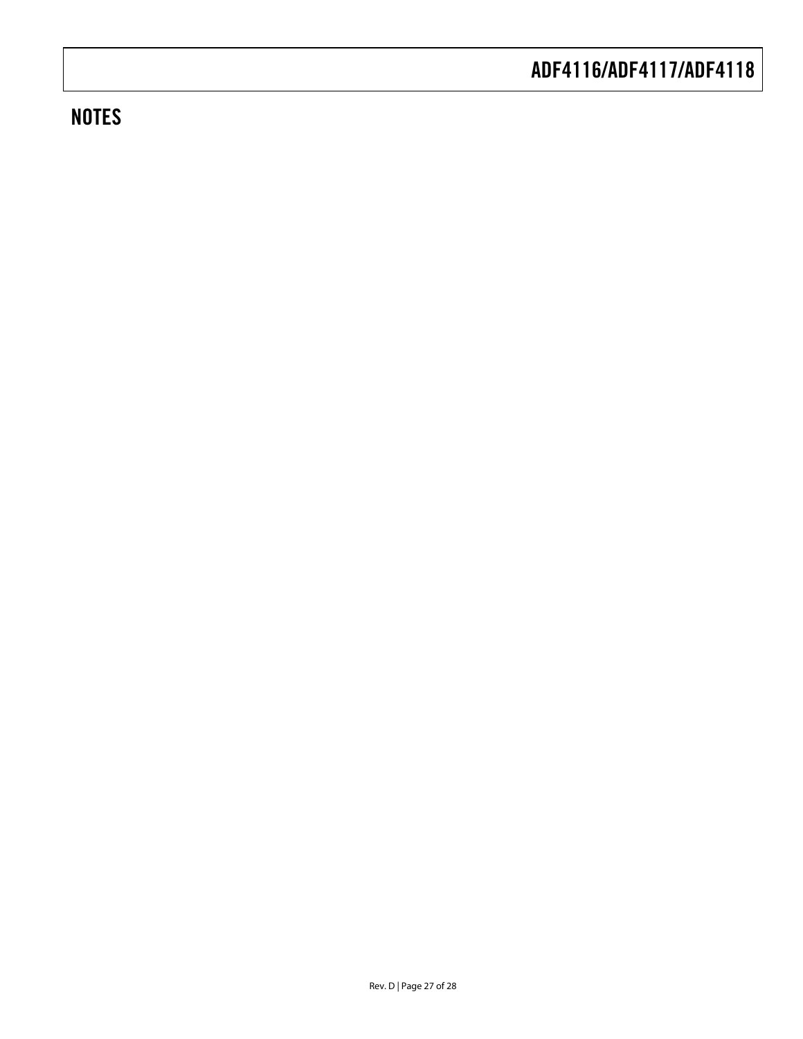## NOTES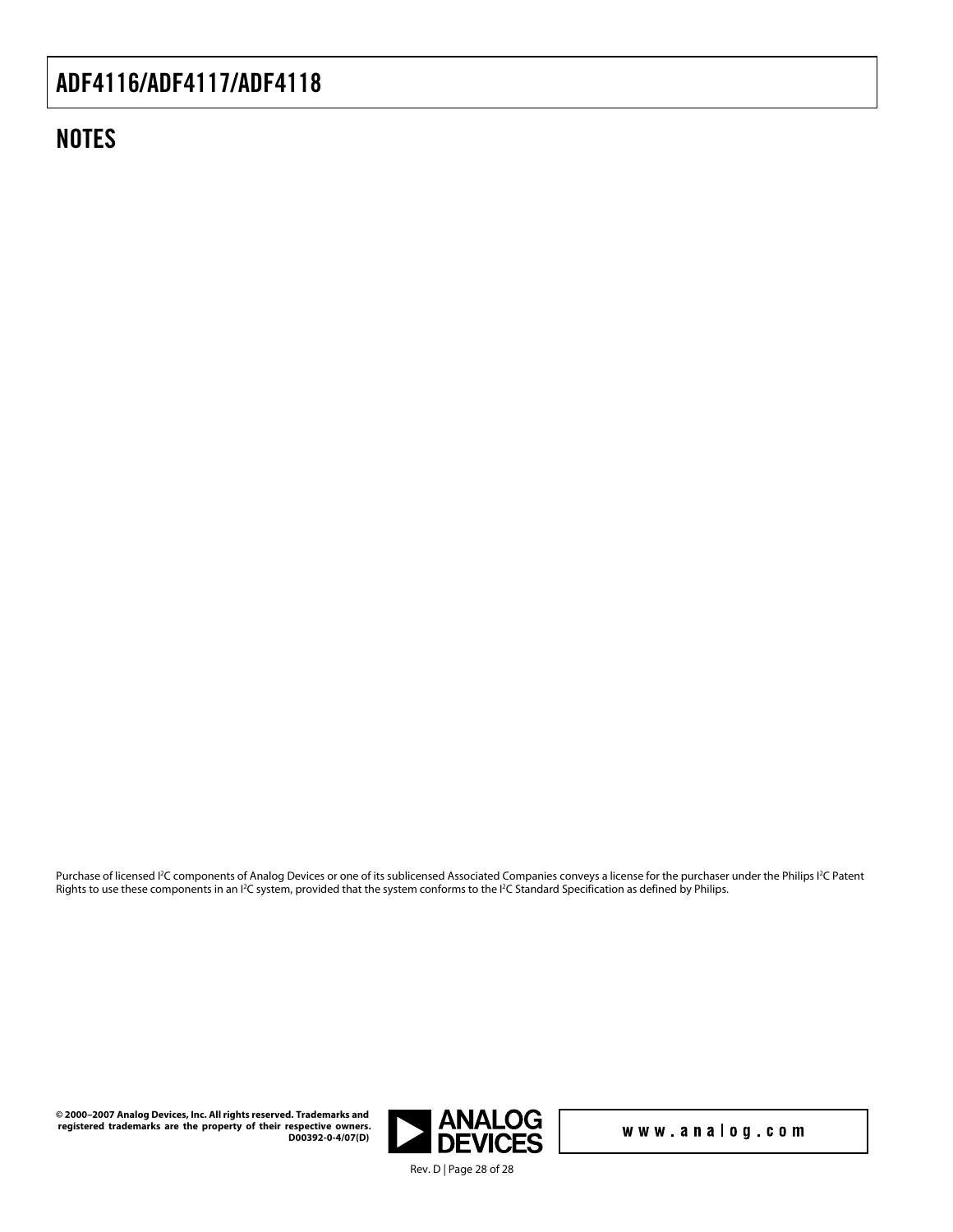## NOTES

Purchase of licensed I$^2$C components of Analog Devices or one of its sublicensed Associated Companies conveys a license for the purchaser under the Philips I$^2$C Patent Rights to use these components in an I$^2$C system, provided that the system conforms to the I$^2$C Standard Specification as defined by Philips.

**© 2000–2007 Analog Devices, Inc. All rights reserved. Trademarks and registered trademarks are the property of their respective owners. D00392-0-4/07(D)**

www.analog.com